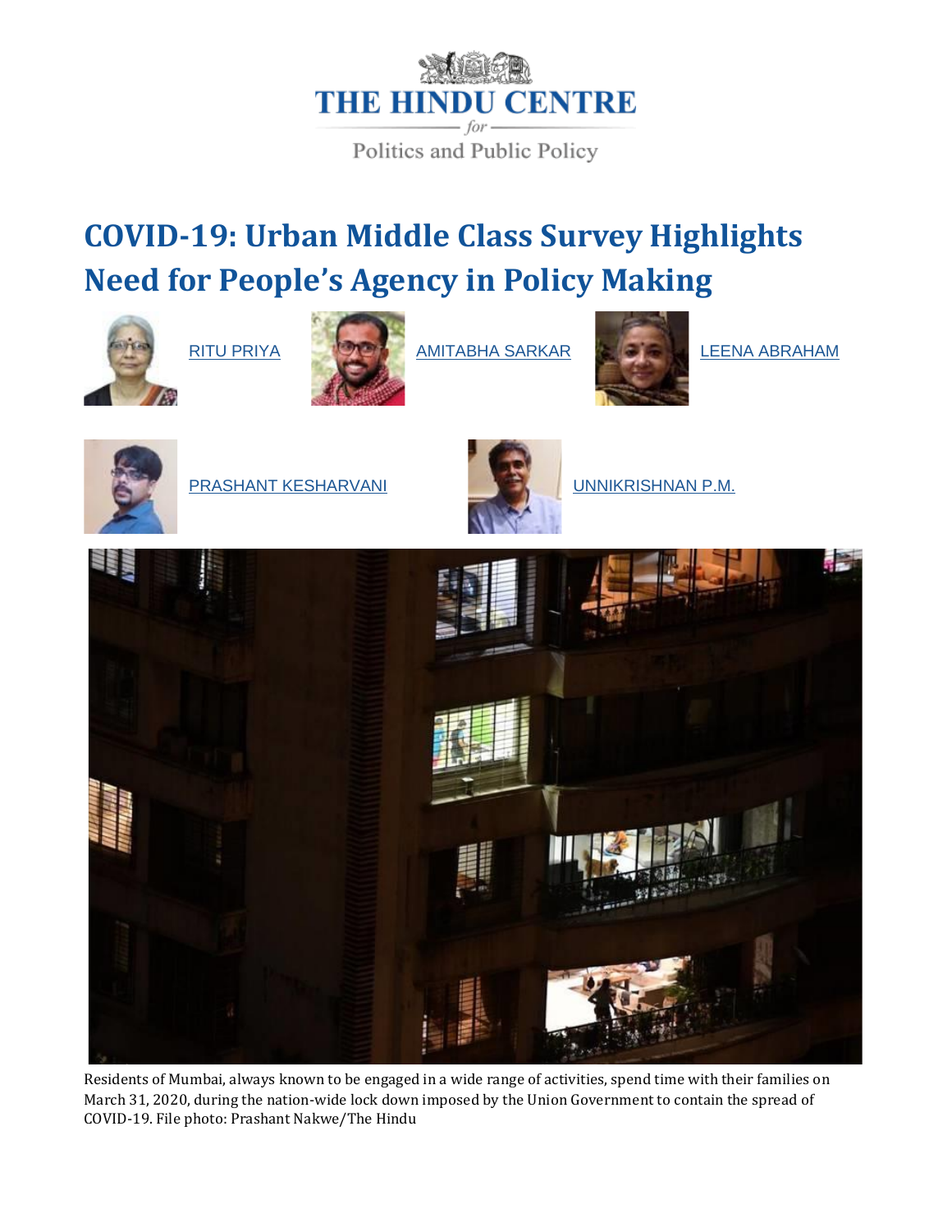THE HINDU CENTRE

*for*

Politics and Public Policy

# COVID-19: Urban Middle Class Survey Highlights Need for People's Agency in Policy Making

RITU PRIYA

AMITABHA SARKAR

LEENA ABRAHAM

PRASHANT KESHARVANI

UNNIKRISHNAN P.M.

Residents of Mumbai, always known to be engaged in a wide range of activities, spend time with their families on March 31, 2020, during the nation-wide lock down imposed by the Union Government to contain the spread of COVID-19. File photo: Prashant Nakwe/The Hindu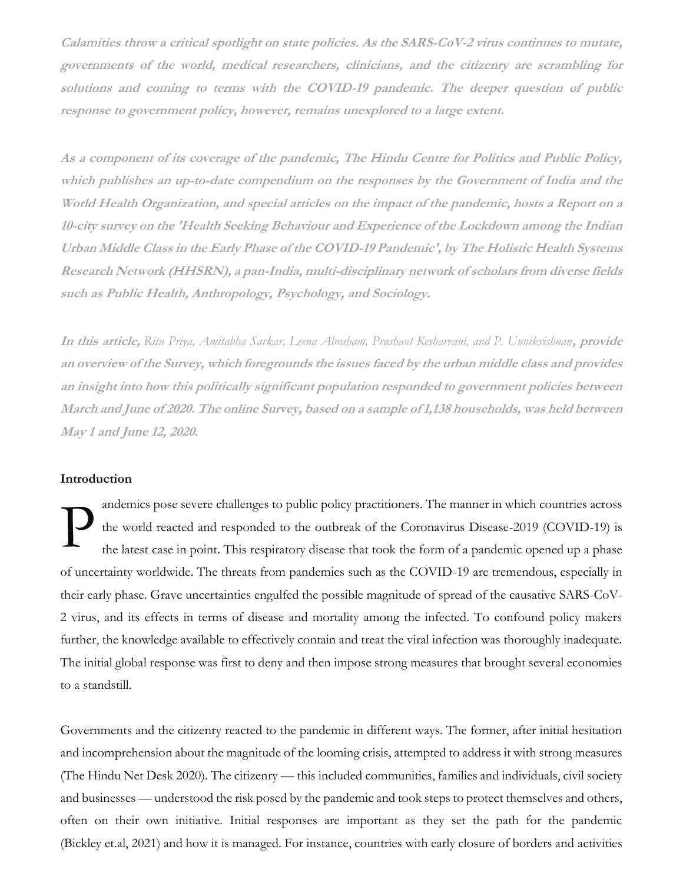***Calamities throw a critical spotlight on state policies. As the SARS-CoV-2 virus continues to mutate, governments of the world, medical researchers, clinicians, and the citizenry are scrambling for solutions and coming to terms with the COVID-19 pandemic. The deeper question of public response to government policy, however, remains unexplored to a large extent.***

***As a component of its coverage of the pandemic, The Hindu Centre for Politics and Public Policy, which publishes an up-to-date compendium on the responses by the Government of India and the World Health Organization, and special articles on the impact of the pandemic, hosts a Report on a 10-city survey on the 'Health Seeking Behaviour and Experience of the Lockdown among the Indian Urban Middle Class in the Early Phase of the COVID-19 Pandemic', by The Holistic Health Systems Research Network (HHSRN), a pan-India, multi-disciplinary network of scholars from diverse fields such as Public Health, Anthropology, Psychology, and Sociology.***

***In this article,*** *Ritu Priya, Amitabha Sarkar, Leena Abraham, Prashant Kesharvani, and P. Unnikrishnan****, provide an overview of the Survey, which foregrounds the issues faced by the urban middle class and provides an insight into how this politically significant population responded to government policies between March and June of 2020. The online Survey, based on a sample of 1,138 households, was held between May 1 and June 12, 2020.***

**Introduction**

Pandemics pose severe challenges to public policy practitioners. The manner in which countries across the world reacted and responded to the outbreak of the Coronavirus Disease-2019 (COVID-19) is the latest case in point. This respiratory disease that took the form of a pandemic opened up a phase of uncertainty worldwide. The threats from pandemics such as the COVID-19 are tremendous, especially in their early phase. Grave uncertainties engulfed the possible magnitude of spread of the causative SARS-CoV-2 virus, and its effects in terms of disease and mortality among the infected. To confound policy makers further, the knowledge available to effectively contain and treat the viral infection was thoroughly inadequate. The initial global response was first to deny and then impose strong measures that brought several economies to a standstill.

Governments and the citizenry reacted to the pandemic in different ways. The former, after initial hesitation and incomprehension about the magnitude of the looming crisis, attempted to address it with strong measures (The Hindu Net Desk 2020). The citizenry — this included communities, families and individuals, civil society and businesses — understood the risk posed by the pandemic and took steps to protect themselves and others, often on their own initiative. Initial responses are important as they set the path for the pandemic (Bickley et.al, 2021) and how it is managed. For instance, countries with early closure of borders and activities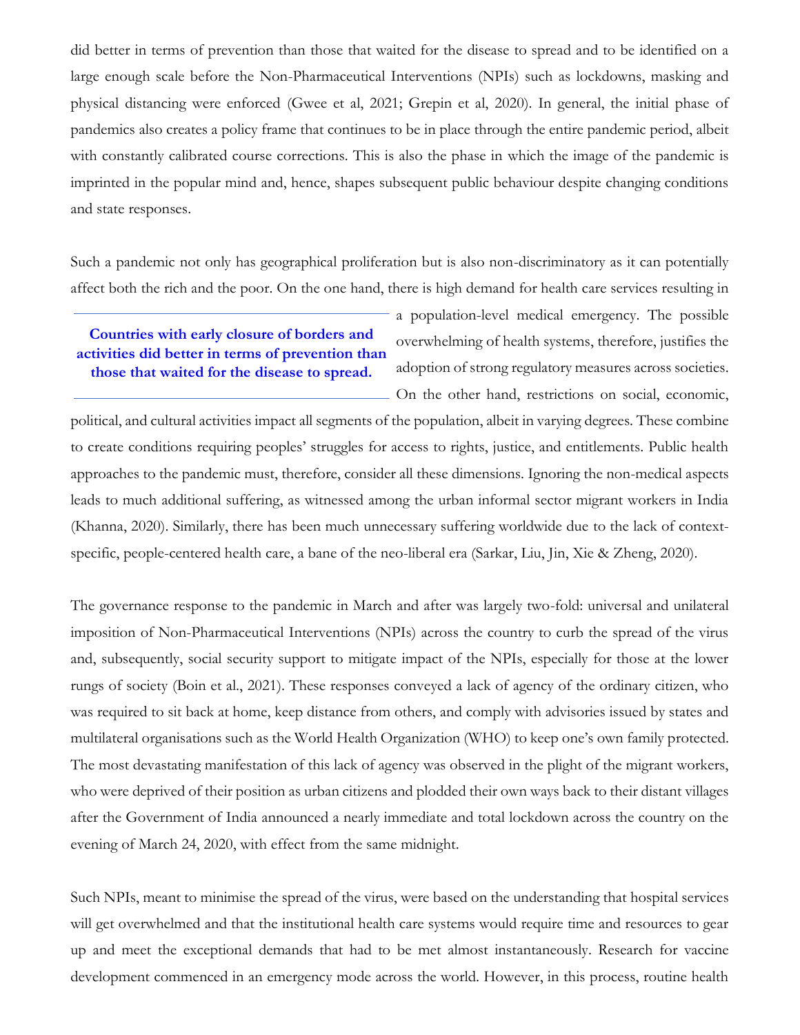did better in terms of prevention than those that waited for the disease to spread and to be identified on a large enough scale before the Non-Pharmaceutical Interventions (NPIs) such as lockdowns, masking and physical distancing were enforced (Gwee et al, 2021; Grepin et al, 2020). In general, the initial phase of pandemics also creates a policy frame that continues to be in place through the entire pandemic period, albeit with constantly calibrated course corrections. This is also the phase in which the image of the pandemic is imprinted in the popular mind and, hence, shapes subsequent public behaviour despite changing conditions and state responses.

Such a pandemic not only has geographical proliferation but is also non-discriminatory as it can potentially affect both the rich and the poor. On the one hand, there is high demand for health care services resulting in a population-level medical emergency. The possible overwhelming of health systems, therefore, justifies the adoption of strong regulatory measures across societies. On the other hand, restrictions on social, economic, political, and cultural activities impact all segments of the population, albeit in varying degrees. These combine to create conditions requiring peoples' struggles for access to rights, justice, and entitlements. Public health approaches to the pandemic must, therefore, consider all these dimensions. Ignoring the non-medical aspects leads to much additional suffering, as witnessed among the urban informal sector migrant workers in India (Khanna, 2020). Similarly, there has been much unnecessary suffering worldwide due to the lack of context-specific, people-centered health care, a bane of the neo-liberal era (Sarkar, Liu, Jin, Xie & Zheng, 2020).

> **Countries with early closure of borders and activities did better in terms of prevention than those that waited for the disease to spread.**

The governance response to the pandemic in March and after was largely two-fold: universal and unilateral imposition of Non-Pharmaceutical Interventions (NPIs) across the country to curb the spread of the virus and, subsequently, social security support to mitigate impact of the NPIs, especially for those at the lower rungs of society (Boin et al., 2021). These responses conveyed a lack of agency of the ordinary citizen, who was required to sit back at home, keep distance from others, and comply with advisories issued by states and multilateral organisations such as the World Health Organization (WHO) to keep one's own family protected. The most devastating manifestation of this lack of agency was observed in the plight of the migrant workers, who were deprived of their position as urban citizens and plodded their own ways back to their distant villages after the Government of India announced a nearly immediate and total lockdown across the country on the evening of March 24, 2020, with effect from the same midnight.

Such NPIs, meant to minimise the spread of the virus, were based on the understanding that hospital services will get overwhelmed and that the institutional health care systems would require time and resources to gear up and meet the exceptional demands that had to be met almost instantaneously. Research for vaccine development commenced in an emergency mode across the world. However, in this process, routine health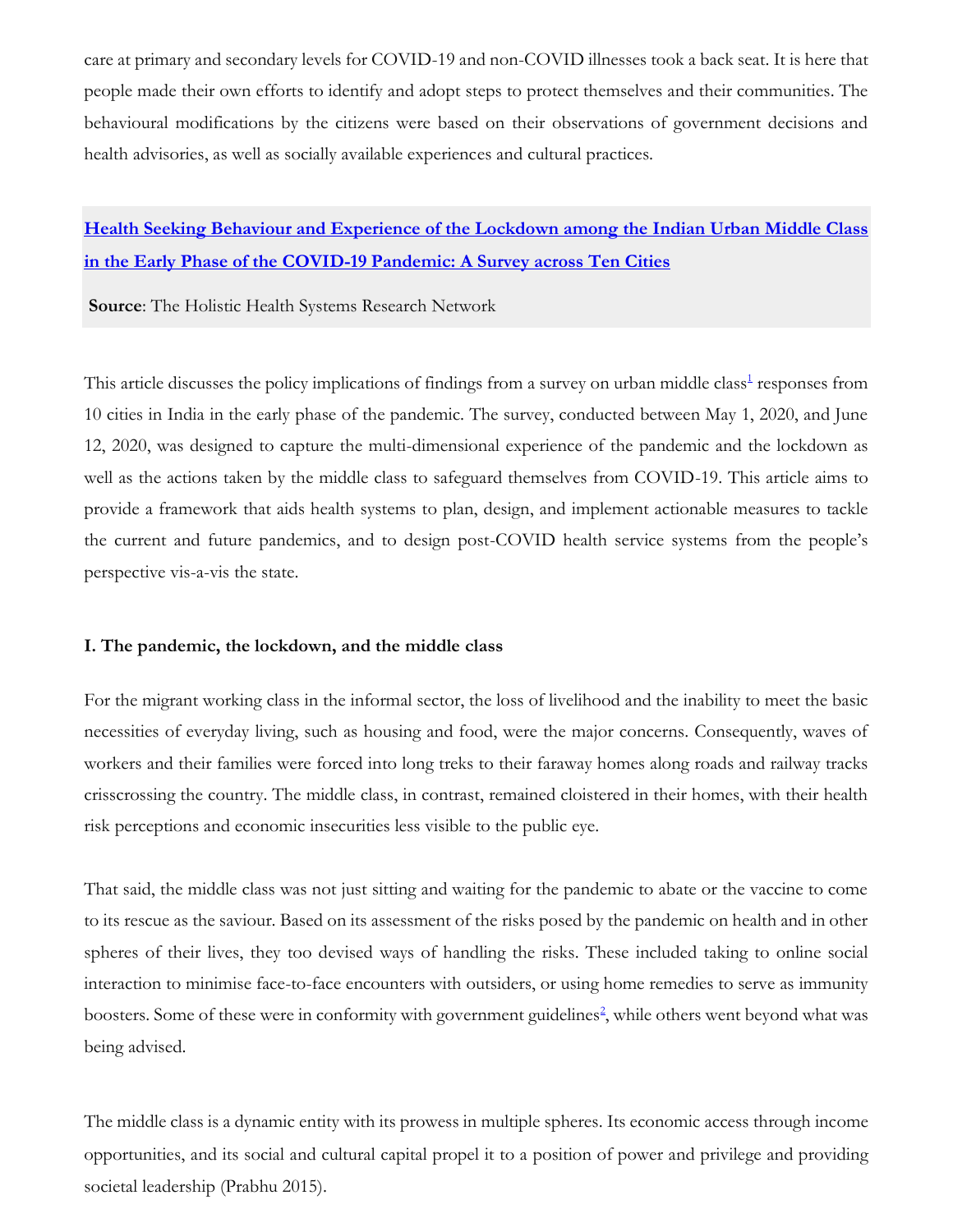care at primary and secondary levels for COVID-19 and non-COVID illnesses took a back seat. It is here that people made their own efforts to identify and adopt steps to protect themselves and their communities. The behavioural modifications by the citizens were based on their observations of government decisions and health advisories, as well as socially available experiences and cultural practices.

**Health Seeking Behaviour and Experience of the Lockdown among the Indian Urban Middle Class in the Early Phase of the COVID-19 Pandemic: A Survey across Ten Cities**

**Source**: The Holistic Health Systems Research Network

This article discusses the policy implications of findings from a survey on urban middle class[1] responses from 10 cities in India in the early phase of the pandemic. The survey, conducted between May 1, 2020, and June 12, 2020, was designed to capture the multi-dimensional experience of the pandemic and the lockdown as well as the actions taken by the middle class to safeguard themselves from COVID-19. This article aims to provide a framework that aids health systems to plan, design, and implement actionable measures to tackle the current and future pandemics, and to design post-COVID health service systems from the people's perspective vis-a-vis the state.

### I. The pandemic, the lockdown, and the middle class

For the migrant working class in the informal sector, the loss of livelihood and the inability to meet the basic necessities of everyday living, such as housing and food, were the major concerns. Consequently, waves of workers and their families were forced into long treks to their faraway homes along roads and railway tracks crisscrossing the country. The middle class, in contrast, remained cloistered in their homes, with their health risk perceptions and economic insecurities less visible to the public eye.

That said, the middle class was not just sitting and waiting for the pandemic to abate or the vaccine to come to its rescue as the saviour. Based on its assessment of the risks posed by the pandemic on health and in other spheres of their lives, they too devised ways of handling the risks. These included taking to online social interaction to minimise face-to-face encounters with outsiders, or using home remedies to serve as immunity boosters. Some of these were in conformity with government guidelines[2], while others went beyond what was being advised.

The middle class is a dynamic entity with its prowess in multiple spheres. Its economic access through income opportunities, and its social and cultural capital propel it to a position of power and privilege and providing societal leadership (Prabhu 2015).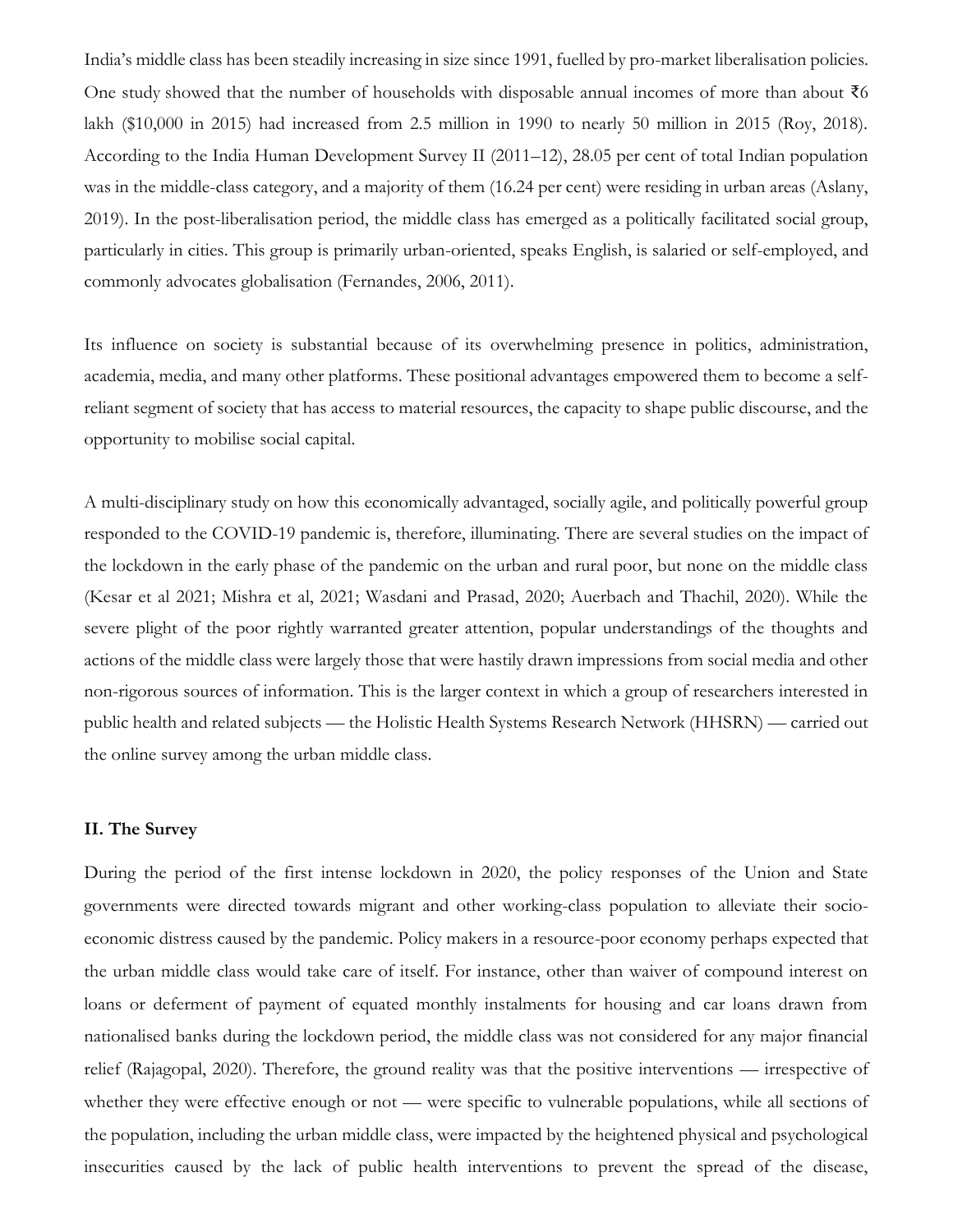India's middle class has been steadily increasing in size since 1991, fuelled by pro-market liberalisation policies. One study showed that the number of households with disposable annual incomes of more than about ₹6 lakh ($10,000 in 2015) had increased from 2.5 million in 1990 to nearly 50 million in 2015 (Roy, 2018). According to the India Human Development Survey II (2011–12), 28.05 per cent of total Indian population was in the middle-class category, and a majority of them (16.24 per cent) were residing in urban areas (Aslany, 2019). In the post-liberalisation period, the middle class has emerged as a politically facilitated social group, particularly in cities. This group is primarily urban-oriented, speaks English, is salaried or self-employed, and commonly advocates globalisation (Fernandes, 2006, 2011).

Its influence on society is substantial because of its overwhelming presence in politics, administration, academia, media, and many other platforms. These positional advantages empowered them to become a self-reliant segment of society that has access to material resources, the capacity to shape public discourse, and the opportunity to mobilise social capital.

A multi-disciplinary study on how this economically advantaged, socially agile, and politically powerful group responded to the COVID-19 pandemic is, therefore, illuminating. There are several studies on the impact of the lockdown in the early phase of the pandemic on the urban and rural poor, but none on the middle class (Kesar et al 2021; Mishra et al, 2021; Wasdani and Prasad, 2020; Auerbach and Thachil, 2020). While the severe plight of the poor rightly warranted greater attention, popular understandings of the thoughts and actions of the middle class were largely those that were hastily drawn impressions from social media and other non-rigorous sources of information. This is the larger context in which a group of researchers interested in public health and related subjects — the Holistic Health Systems Research Network (HHSRN) — carried out the online survey among the urban middle class.

## II. The Survey

During the period of the first intense lockdown in 2020, the policy responses of the Union and State governments were directed towards migrant and other working-class population to alleviate their socio-economic distress caused by the pandemic. Policy makers in a resource-poor economy perhaps expected that the urban middle class would take care of itself. For instance, other than waiver of compound interest on loans or deferment of payment of equated monthly instalments for housing and car loans drawn from nationalised banks during the lockdown period, the middle class was not considered for any major financial relief (Rajagopal, 2020). Therefore, the ground reality was that the positive interventions — irrespective of whether they were effective enough or not — were specific to vulnerable populations, while all sections of the population, including the urban middle class, were impacted by the heightened physical and psychological insecurities caused by the lack of public health interventions to prevent the spread of the disease,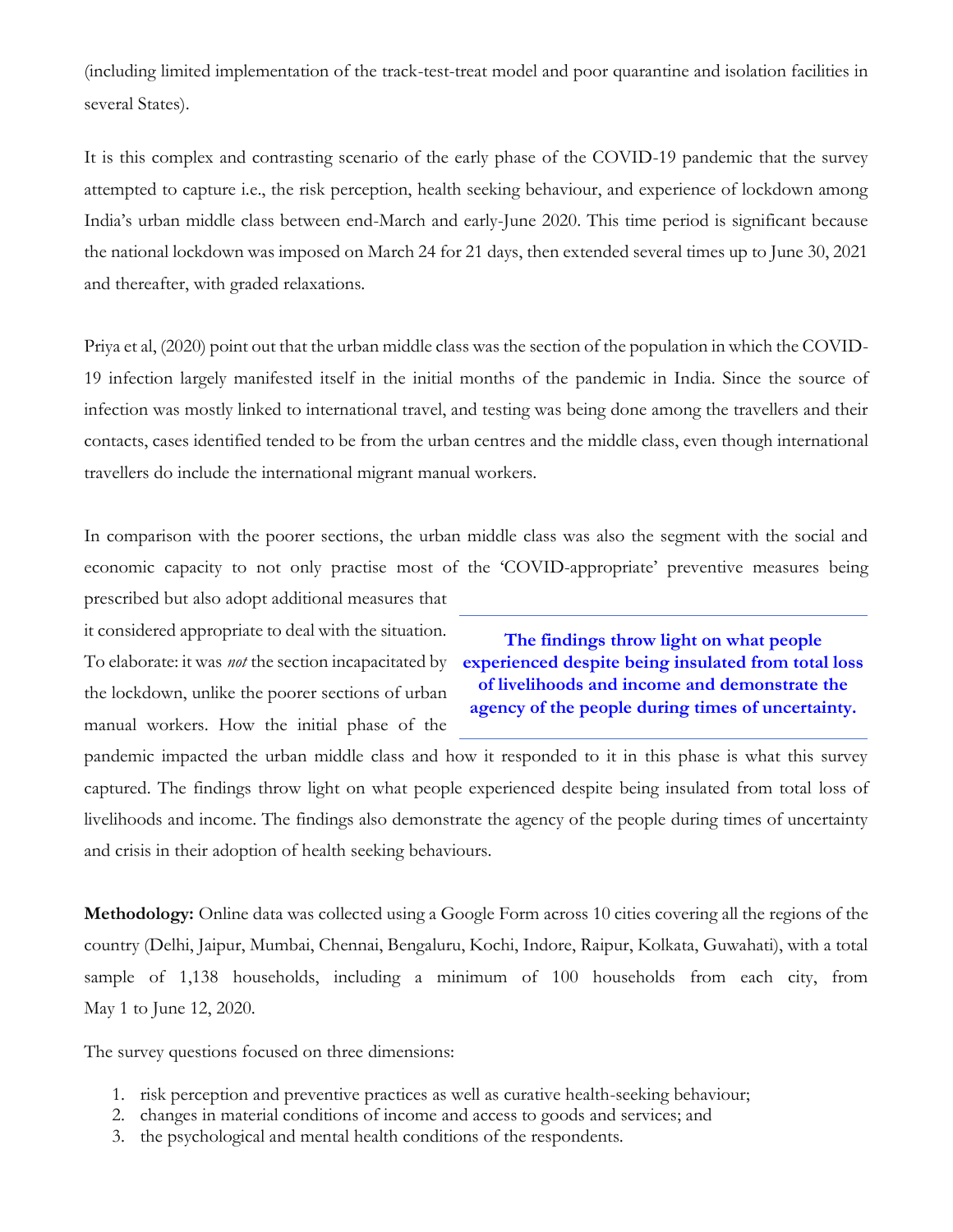(including limited implementation of the track-test-treat model and poor quarantine and isolation facilities in several States).

It is this complex and contrasting scenario of the early phase of the COVID-19 pandemic that the survey attempted to capture i.e., the risk perception, health seeking behaviour, and experience of lockdown among India's urban middle class between end-March and early-June 2020. This time period is significant because the national lockdown was imposed on March 24 for 21 days, then extended several times up to June 30, 2021 and thereafter, with graded relaxations.

Priya et al, (2020) point out that the urban middle class was the section of the population in which the COVID-19 infection largely manifested itself in the initial months of the pandemic in India. Since the source of infection was mostly linked to international travel, and testing was being done among the travellers and their contacts, cases identified tended to be from the urban centres and the middle class, even though international travellers do include the international migrant manual workers.

In comparison with the poorer sections, the urban middle class was also the segment with the social and economic capacity to not only practise most of the 'COVID-appropriate' preventive measures being prescribed but also adopt additional measures that it considered appropriate to deal with the situation. To elaborate: it was *not* the section incapacitated by the lockdown, unlike the poorer sections of urban manual workers. How the initial phase of the pandemic impacted the urban middle class and how it responded to it in this phase is what this survey captured. The findings throw light on what people experienced despite being insulated from total loss of livelihoods and income. The findings also demonstrate the agency of the people during times of uncertainty and crisis in their adoption of health seeking behaviours.

> **The findings throw light on what people experienced despite being insulated from total loss of livelihoods and income and demonstrate the agency of the people during times of uncertainty.**

**Methodology:** Online data was collected using a Google Form across 10 cities covering all the regions of the country (Delhi, Jaipur, Mumbai, Chennai, Bengaluru, Kochi, Indore, Raipur, Kolkata, Guwahati), with a total sample of 1,138 households, including a minimum of 100 households from each city, from May 1 to June 12, 2020.

The survey questions focused on three dimensions:

1. risk perception and preventive practices as well as curative health-seeking behaviour;
2. changes in material conditions of income and access to goods and services; and
3. the psychological and mental health conditions of the respondents.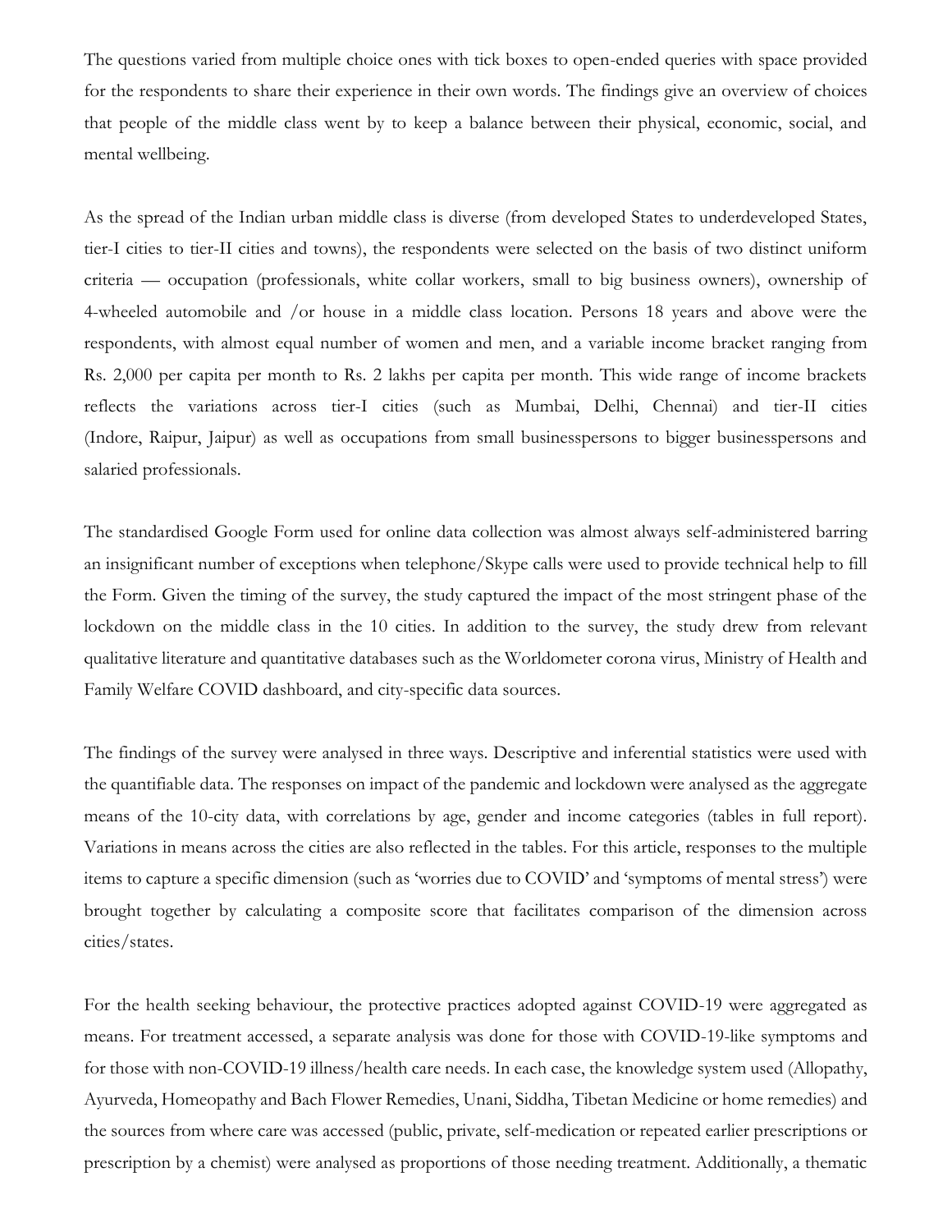The questions varied from multiple choice ones with tick boxes to open-ended queries with space provided for the respondents to share their experience in their own words. The findings give an overview of choices that people of the middle class went by to keep a balance between their physical, economic, social, and mental wellbeing.

As the spread of the Indian urban middle class is diverse (from developed States to underdeveloped States, tier-I cities to tier-II cities and towns), the respondents were selected on the basis of two distinct uniform criteria — occupation (professionals, white collar workers, small to big business owners), ownership of 4-wheeled automobile and /or house in a middle class location. Persons 18 years and above were the respondents, with almost equal number of women and men, and a variable income bracket ranging from Rs. 2,000 per capita per month to Rs. 2 lakhs per capita per month. This wide range of income brackets reflects the variations across tier-I cities (such as Mumbai, Delhi, Chennai) and tier-II cities (Indore, Raipur, Jaipur) as well as occupations from small businesspersons to bigger businesspersons and salaried professionals.

The standardised Google Form used for online data collection was almost always self-administered barring an insignificant number of exceptions when telephone/Skype calls were used to provide technical help to fill the Form. Given the timing of the survey, the study captured the impact of the most stringent phase of the lockdown on the middle class in the 10 cities. In addition to the survey, the study drew from relevant qualitative literature and quantitative databases such as the Worldometer corona virus, Ministry of Health and Family Welfare COVID dashboard, and city-specific data sources.

The findings of the survey were analysed in three ways. Descriptive and inferential statistics were used with the quantifiable data. The responses on impact of the pandemic and lockdown were analysed as the aggregate means of the 10-city data, with correlations by age, gender and income categories (tables in full report). Variations in means across the cities are also reflected in the tables. For this article, responses to the multiple items to capture a specific dimension (such as 'worries due to COVID' and 'symptoms of mental stress') were brought together by calculating a composite score that facilitates comparison of the dimension across cities/states.

For the health seeking behaviour, the protective practices adopted against COVID-19 were aggregated as means. For treatment accessed, a separate analysis was done for those with COVID-19-like symptoms and for those with non-COVID-19 illness/health care needs. In each case, the knowledge system used (Allopathy, Ayurveda, Homeopathy and Bach Flower Remedies, Unani, Siddha, Tibetan Medicine or home remedies) and the sources from where care was accessed (public, private, self-medication or repeated earlier prescriptions or prescription by a chemist) were analysed as proportions of those needing treatment. Additionally, a thematic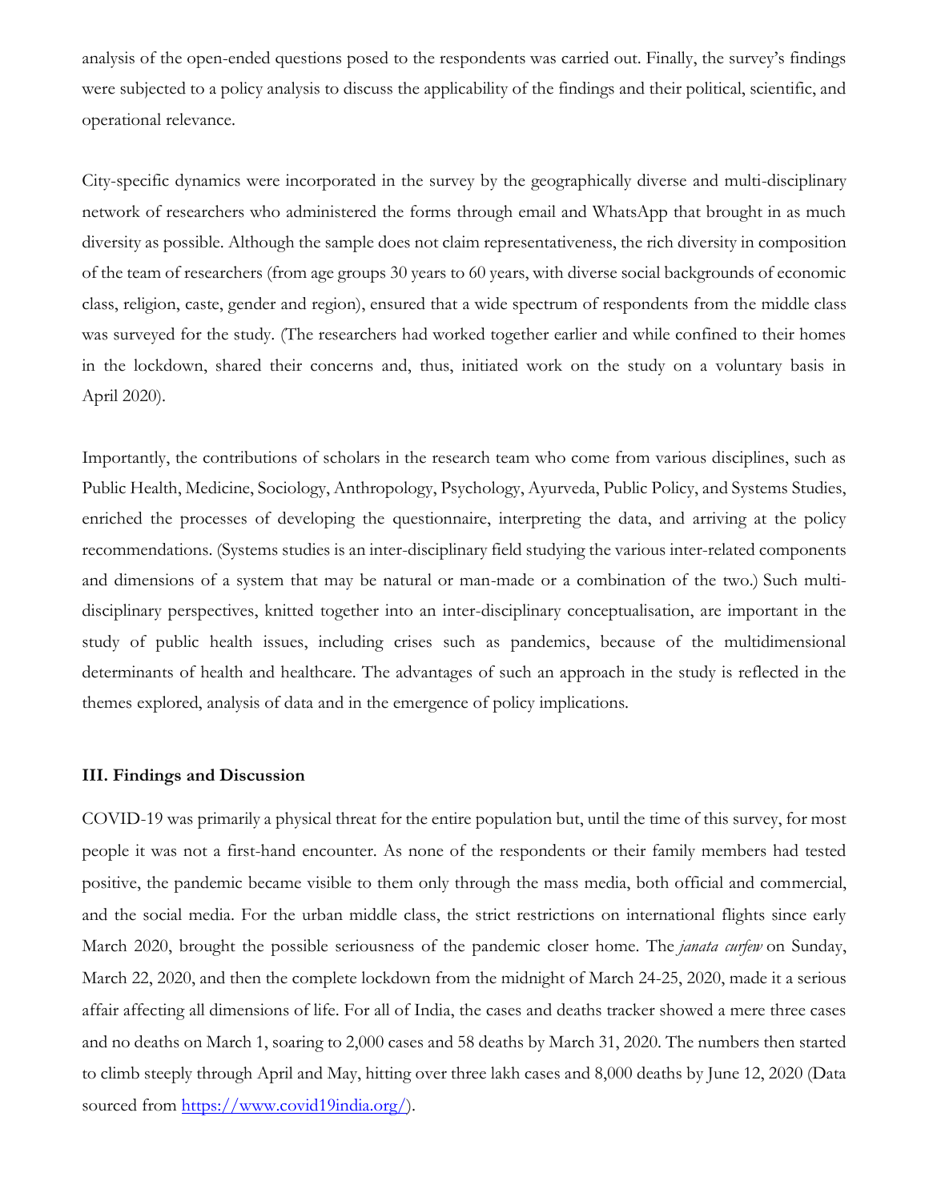analysis of the open-ended questions posed to the respondents was carried out. Finally, the survey's findings were subjected to a policy analysis to discuss the applicability of the findings and their political, scientific, and operational relevance.

City-specific dynamics were incorporated in the survey by the geographically diverse and multi-disciplinary network of researchers who administered the forms through email and WhatsApp that brought in as much diversity as possible. Although the sample does not claim representativeness, the rich diversity in composition of the team of researchers (from age groups 30 years to 60 years, with diverse social backgrounds of economic class, religion, caste, gender and region), ensured that a wide spectrum of respondents from the middle class was surveyed for the study. (The researchers had worked together earlier and while confined to their homes in the lockdown, shared their concerns and, thus, initiated work on the study on a voluntary basis in April 2020).

Importantly, the contributions of scholars in the research team who come from various disciplines, such as Public Health, Medicine, Sociology, Anthropology, Psychology, Ayurveda, Public Policy, and Systems Studies, enriched the processes of developing the questionnaire, interpreting the data, and arriving at the policy recommendations. (Systems studies is an inter-disciplinary field studying the various inter-related components and dimensions of a system that may be natural or man-made or a combination of the two.) Such multi-disciplinary perspectives, knitted together into an inter-disciplinary conceptualisation, are important in the study of public health issues, including crises such as pandemics, because of the multidimensional determinants of health and healthcare. The advantages of such an approach in the study is reflected in the themes explored, analysis of data and in the emergence of policy implications.

### III. Findings and Discussion

COVID-19 was primarily a physical threat for the entire population but, until the time of this survey, for most people it was not a first-hand encounter. As none of the respondents or their family members had tested positive, the pandemic became visible to them only through the mass media, both official and commercial, and the social media. For the urban middle class, the strict restrictions on international flights since early March 2020, brought the possible seriousness of the pandemic closer home. The *janata curfew* on Sunday, March 22, 2020, and then the complete lockdown from the midnight of March 24-25, 2020, made it a serious affair affecting all dimensions of life. For all of India, the cases and deaths tracker showed a mere three cases and no deaths on March 1, soaring to 2,000 cases and 58 deaths by March 31, 2020. The numbers then started to climb steeply through April and May, hitting over three lakh cases and 8,000 deaths by June 12, 2020 (Data sourced from https://www.covid19india.org/).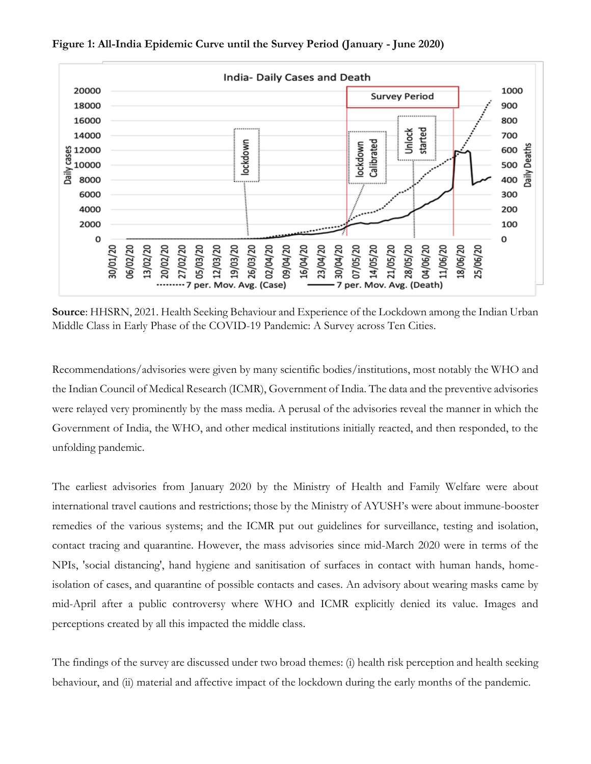**Figure 1: All-India Epidemic Curve until the Survey Period (January - June 2020)**

**Source**: HHSRN, 2021. Health Seeking Behaviour and Experience of the Lockdown among the Indian Urban Middle Class in Early Phase of the COVID-19 Pandemic: A Survey across Ten Cities.

Recommendations/advisories were given by many scientific bodies/institutions, most notably the WHO and the Indian Council of Medical Research (ICMR), Government of India. The data and the preventive advisories were relayed very prominently by the mass media. A perusal of the advisories reveal the manner in which the Government of India, the WHO, and other medical institutions initially reacted, and then responded, to the unfolding pandemic.

The earliest advisories from January 2020 by the Ministry of Health and Family Welfare were about international travel cautions and restrictions; those by the Ministry of AYUSH's were about immune-booster remedies of the various systems; and the ICMR put out guidelines for surveillance, testing and isolation, contact tracing and quarantine. However, the mass advisories since mid-March 2020 were in terms of the NPIs, 'social distancing', hand hygiene and sanitisation of surfaces in contact with human hands, home-isolation of cases, and quarantine of possible contacts and cases. An advisory about wearing masks came by mid-April after a public controversy where WHO and ICMR explicitly denied its value. Images and perceptions created by all this impacted the middle class.

The findings of the survey are discussed under two broad themes: (i) health risk perception and health seeking behaviour, and (ii) material and affective impact of the lockdown during the early months of the pandemic.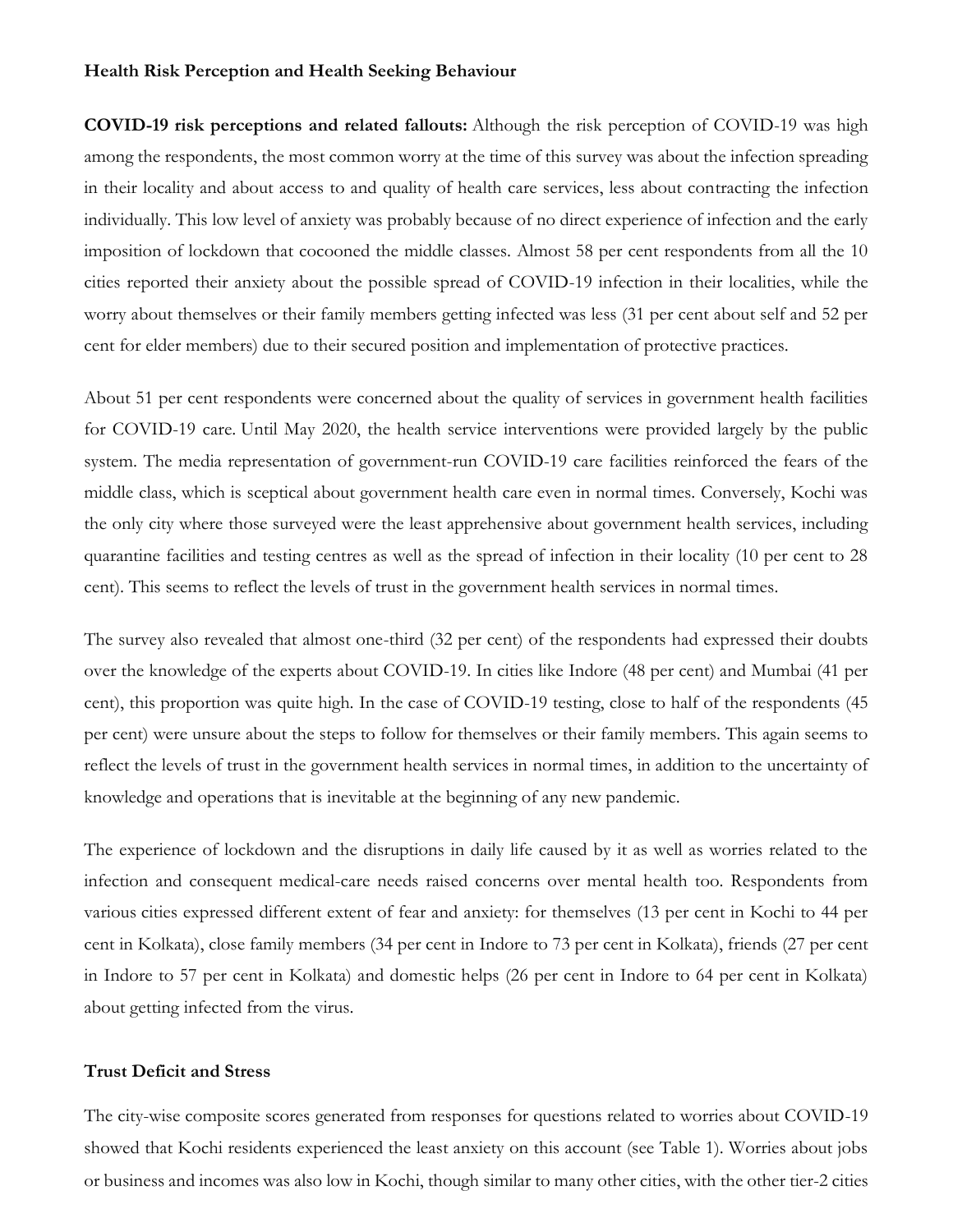**Health Risk Perception and Health Seeking Behaviour**

**COVID-19 risk perceptions and related fallouts:** Although the risk perception of COVID-19 was high among the respondents, the most common worry at the time of this survey was about the infection spreading in their locality and about access to and quality of health care services, less about contracting the infection individually. This low level of anxiety was probably because of no direct experience of infection and the early imposition of lockdown that cocooned the middle classes. Almost 58 per cent respondents from all the 10 cities reported their anxiety about the possible spread of COVID-19 infection in their localities, while the worry about themselves or their family members getting infected was less (31 per cent about self and 52 per cent for elder members) due to their secured position and implementation of protective practices.

About 51 per cent respondents were concerned about the quality of services in government health facilities for COVID-19 care. Until May 2020, the health service interventions were provided largely by the public system. The media representation of government-run COVID-19 care facilities reinforced the fears of the middle class, which is sceptical about government health care even in normal times. Conversely, Kochi was the only city where those surveyed were the least apprehensive about government health services, including quarantine facilities and testing centres as well as the spread of infection in their locality (10 per cent to 28 cent). This seems to reflect the levels of trust in the government health services in normal times.

The survey also revealed that almost one-third (32 per cent) of the respondents had expressed their doubts over the knowledge of the experts about COVID-19. In cities like Indore (48 per cent) and Mumbai (41 per cent), this proportion was quite high. In the case of COVID-19 testing, close to half of the respondents (45 per cent) were unsure about the steps to follow for themselves or their family members. This again seems to reflect the levels of trust in the government health services in normal times, in addition to the uncertainty of knowledge and operations that is inevitable at the beginning of any new pandemic.

The experience of lockdown and the disruptions in daily life caused by it as well as worries related to the infection and consequent medical-care needs raised concerns over mental health too. Respondents from various cities expressed different extent of fear and anxiety: for themselves (13 per cent in Kochi to 44 per cent in Kolkata), close family members (34 per cent in Indore to 73 per cent in Kolkata), friends (27 per cent in Indore to 57 per cent in Kolkata) and domestic helps (26 per cent in Indore to 64 per cent in Kolkata) about getting infected from the virus.

**Trust Deficit and Stress**

The city-wise composite scores generated from responses for questions related to worries about COVID-19 showed that Kochi residents experienced the least anxiety on this account (see Table 1). Worries about jobs or business and incomes was also low in Kochi, though similar to many other cities, with the other tier-2 cities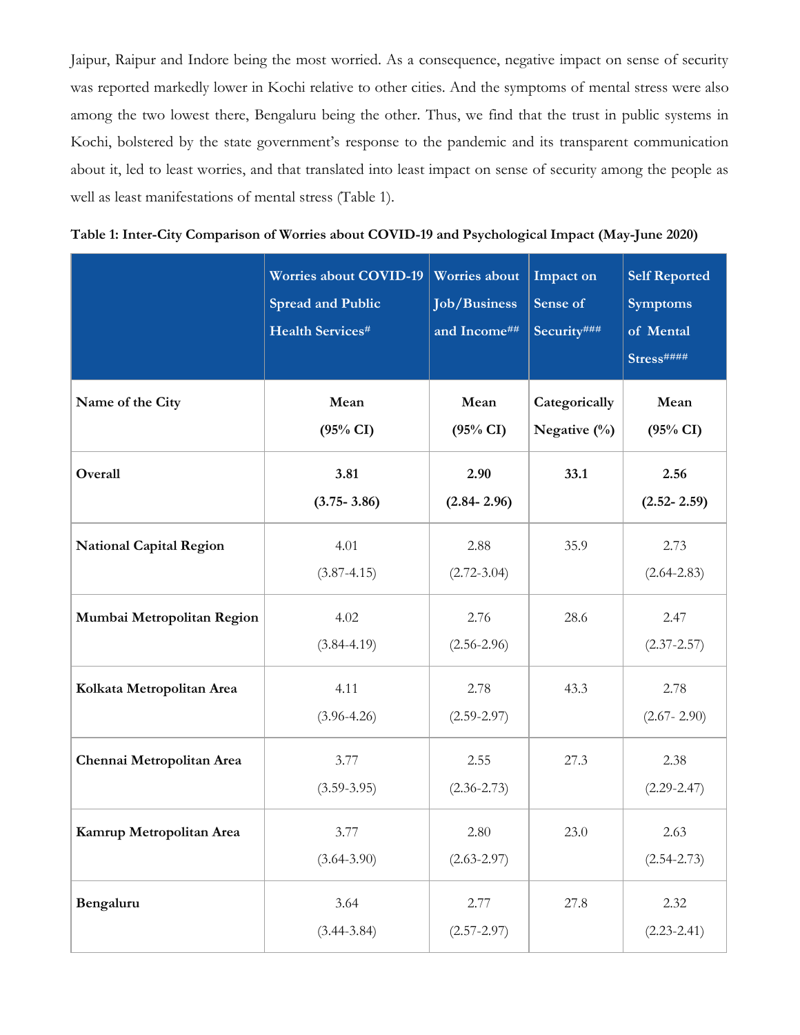Jaipur, Raipur and Indore being the most worried. As a consequence, negative impact on sense of security was reported markedly lower in Kochi relative to other cities. And the symptoms of mental stress were also among the two lowest there, Bengaluru being the other. Thus, we find that the trust in public systems in Kochi, bolstered by the state government's response to the pandemic and its transparent communication about it, led to least worries, and that translated into least impact on sense of security among the people as well as least manifestations of mental stress (Table 1).

**Table 1: Inter-City Comparison of Worries about COVID-19 and Psychological Impact (May-June 2020)**

| | Worries about COVID-19 Spread and Public Health Services# | Worries about Job/Business and Income## | Impact on Sense of Security### | Self Reported Symptoms of Mental Stress#### |
|---|---|---|---|---|
| **Name of the City** | **Mean (95% CI)** | **Mean (95% CI)** | **Categorically Negative (%)** | **Mean (95% CI)** |
| **Overall** | **3.81 (3.75- 3.86)** | **2.90 (2.84- 2.96)** | **33.1** | **2.56 (2.52- 2.59)** |
| **National Capital Region** | 4.01 (3.87-4.15) | 2.88 (2.72-3.04) | 35.9 | 2.73 (2.64-2.83) |
| **Mumbai Metropolitan Region** | 4.02 (3.84-4.19) | 2.76 (2.56-2.96) | 28.6 | 2.47 (2.37-2.57) |
| **Kolkata Metropolitan Area** | 4.11 (3.96-4.26) | 2.78 (2.59-2.97) | 43.3 | 2.78 (2.67- 2.90) |
| **Chennai Metropolitan Area** | 3.77 (3.59-3.95) | 2.55 (2.36-2.73) | 27.3 | 2.38 (2.29-2.47) |
| **Kamrup Metropolitan Area** | 3.77 (3.64-3.90) | 2.80 (2.63-2.97) | 23.0 | 2.63 (2.54-2.73) |
| **Bengaluru** | 3.64 (3.44-3.84) | 2.77 (2.57-2.97) | 27.8 | 2.32 (2.23-2.41) |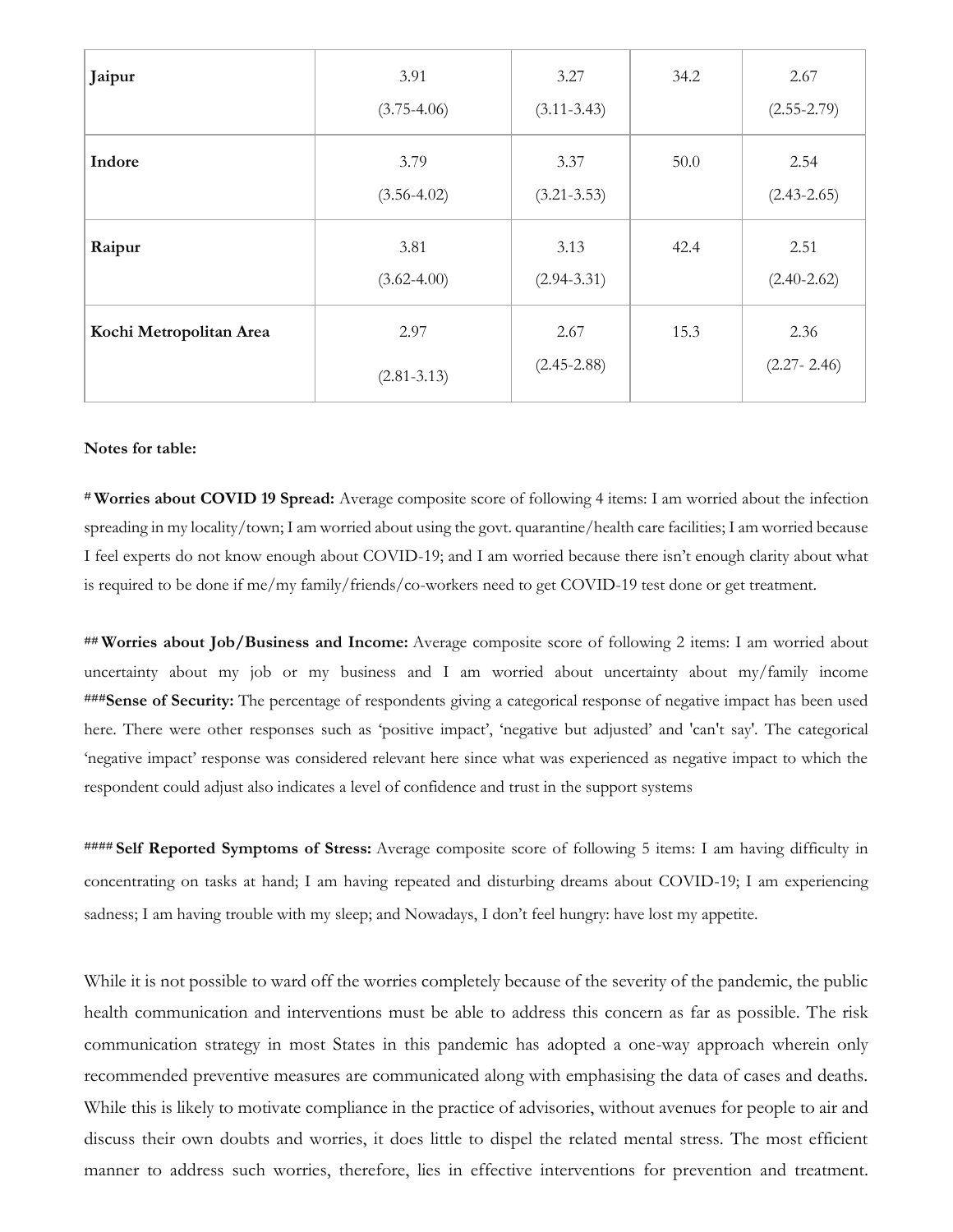| | | | | |
|---|---|---|---|---|
| **Jaipur** | 3.91 (3.75-4.06) | 3.27 (3.11-3.43) | 34.2 | 2.67 (2.55-2.79) |
| **Indore** | 3.79 (3.56-4.02) | 3.37 (3.21-3.53) | 50.0 | 2.54 (2.43-2.65) |
| **Raipur** | 3.81 (3.62-4.00) | 3.13 (2.94-3.31) | 42.4 | 2.51 (2.40-2.62) |
| **Kochi Metropolitan Area** | 2.97 (2.81-3.13) | 2.67 (2.45-2.88) | 15.3 | 2.36 (2.27- 2.46) |

**Notes for table:**

# **Worries about COVID 19 Spread:** Average composite score of following 4 items: I am worried about the infection spreading in my locality/town; I am worried about using the govt. quarantine/health care facilities; I am worried because I feel experts do not know enough about COVID-19; and I am worried because there isn't enough clarity about what is required to be done if me/my family/friends/co-workers need to get COVID-19 test done or get treatment.

## **Worries about Job/Business and Income:** Average composite score of following 2 items: I am worried about uncertainty about my job or my business and I am worried about uncertainty about my/family income ###**Sense of Security:** The percentage of respondents giving a categorical response of negative impact has been used here. There were other responses such as 'positive impact', 'negative but adjusted' and 'can't say'. The categorical 'negative impact' response was considered relevant here since what was experienced as negative impact to which the respondent could adjust also indicates a level of confidence and trust in the support systems

#### **Self Reported Symptoms of Stress:** Average composite score of following 5 items: I am having difficulty in concentrating on tasks at hand; I am having repeated and disturbing dreams about COVID-19; I am experiencing sadness; I am having trouble with my sleep; and Nowadays, I don't feel hungry: have lost my appetite.

While it is not possible to ward off the worries completely because of the severity of the pandemic, the public health communication and interventions must be able to address this concern as far as possible. The risk communication strategy in most States in this pandemic has adopted a one-way approach wherein only recommended preventive measures are communicated along with emphasising the data of cases and deaths. While this is likely to motivate compliance in the practice of advisories, without avenues for people to air and discuss their own doubts and worries, it does little to dispel the related mental stress. The most efficient manner to address such worries, therefore, lies in effective interventions for prevention and treatment.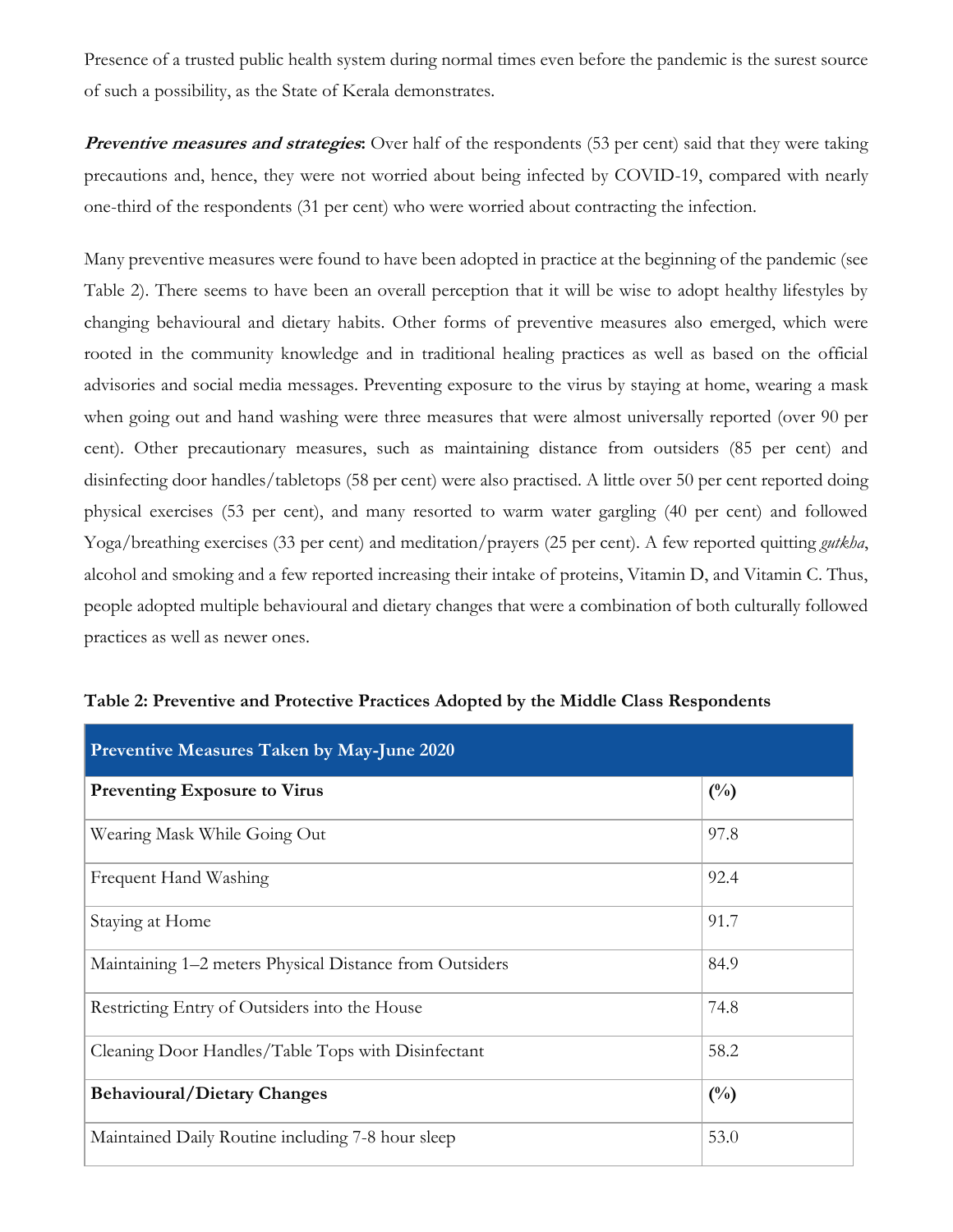Presence of a trusted public health system during normal times even before the pandemic is the surest source of such a possibility, as the State of Kerala demonstrates.

***Preventive measures and strategies*:** Over half of the respondents (53 per cent) said that they were taking precautions and, hence, they were not worried about being infected by COVID-19, compared with nearly one-third of the respondents (31 per cent) who were worried about contracting the infection.

Many preventive measures were found to have been adopted in practice at the beginning of the pandemic (see Table 2). There seems to have been an overall perception that it will be wise to adopt healthy lifestyles by changing behavioural and dietary habits. Other forms of preventive measures also emerged, which were rooted in the community knowledge and in traditional healing practices as well as based on the official advisories and social media messages. Preventing exposure to the virus by staying at home, wearing a mask when going out and hand washing were three measures that were almost universally reported (over 90 per cent). Other precautionary measures, such as maintaining distance from outsiders (85 per cent) and disinfecting door handles/tabletops (58 per cent) were also practised. A little over 50 per cent reported doing physical exercises (53 per cent), and many resorted to warm water gargling (40 per cent) and followed Yoga/breathing exercises (33 per cent) and meditation/prayers (25 per cent). A few reported quitting *gutkha*, alcohol and smoking and a few reported increasing their intake of proteins, Vitamin D, and Vitamin C. Thus, people adopted multiple behavioural and dietary changes that were a combination of both culturally followed practices as well as newer ones.

**Table 2: Preventive and Protective Practices Adopted by the Middle Class Respondents**

| **Preventive Measures Taken by May-June 2020** | |
|---|---|
| **Preventing Exposure to Virus** | **(%)** |
| Wearing Mask While Going Out | 97.8 |
| Frequent Hand Washing | 92.4 |
| Staying at Home | 91.7 |
| Maintaining 1–2 meters Physical Distance from Outsiders | 84.9 |
| Restricting Entry of Outsiders into the House | 74.8 |
| Cleaning Door Handles/Table Tops with Disinfectant | 58.2 |
| **Behavioural/Dietary Changes** | **(%)** |
| Maintained Daily Routine including 7-8 hour sleep | 53.0 |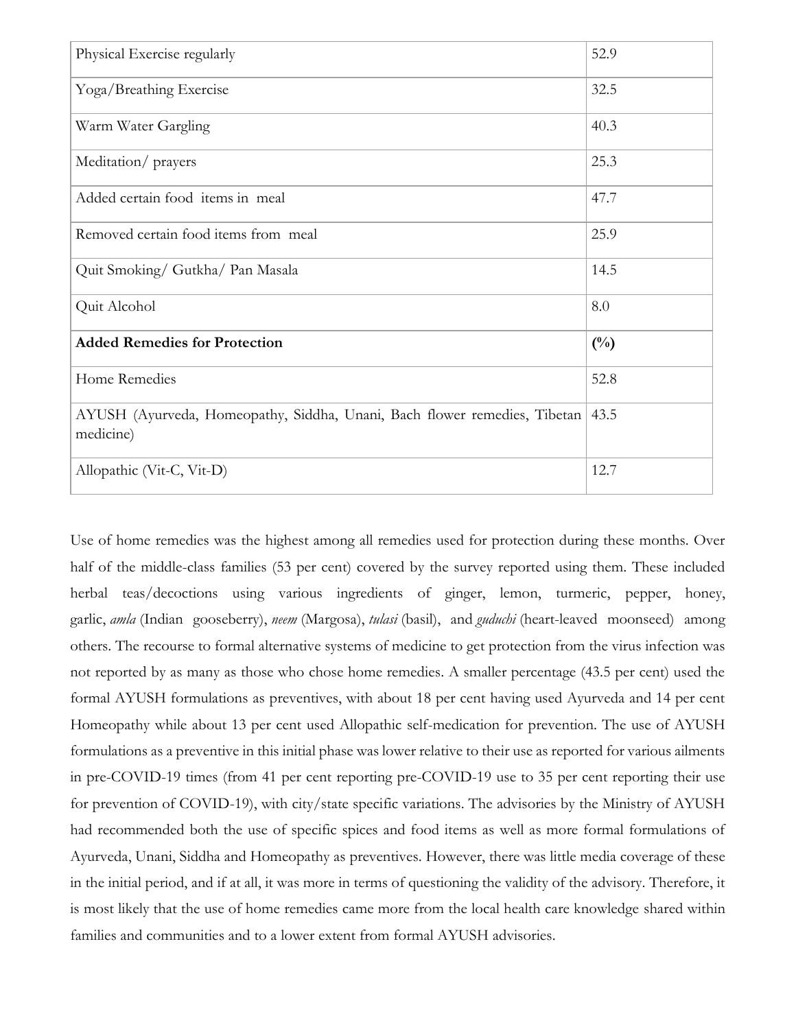| | |
|---|---|
| Physical Exercise regularly | 52.9 |
| Yoga/Breathing Exercise | 32.5 |
| Warm Water Gargling | 40.3 |
| Meditation/ prayers | 25.3 |
| Added certain food items in meal | 47.7 |
| Removed certain food items from meal | 25.9 |
| Quit Smoking/ Gutkha/ Pan Masala | 14.5 |
| Quit Alcohol | 8.0 |
| **Added Remedies for Protection** | **(%)** |
| Home Remedies | 52.8 |
| AYUSH (Ayurveda, Homeopathy, Siddha, Unani, Bach flower remedies, Tibetan medicine) | 43.5 |
| Allopathic (Vit-C, Vit-D) | 12.7 |

Use of home remedies was the highest among all remedies used for protection during these months. Over half of the middle-class families (53 per cent) covered by the survey reported using them. These included herbal teas/decoctions using various ingredients of ginger, lemon, turmeric, pepper, honey, garlic, *amla* (Indian gooseberry), *neem* (Margosa), *tulasi* (basil), and *guduchi* (heart-leaved moonseed) among others. The recourse to formal alternative systems of medicine to get protection from the virus infection was not reported by as many as those who chose home remedies. A smaller percentage (43.5 per cent) used the formal AYUSH formulations as preventives, with about 18 per cent having used Ayurveda and 14 per cent Homeopathy while about 13 per cent used Allopathic self-medication for prevention. The use of AYUSH formulations as a preventive in this initial phase was lower relative to their use as reported for various ailments in pre-COVID-19 times (from 41 per cent reporting pre-COVID-19 use to 35 per cent reporting their use for prevention of COVID-19), with city/state specific variations. The advisories by the Ministry of AYUSH had recommended both the use of specific spices and food items as well as more formal formulations of Ayurveda, Unani, Siddha and Homeopathy as preventives. However, there was little media coverage of these in the initial period, and if at all, it was more in terms of questioning the validity of the advisory. Therefore, it is most likely that the use of home remedies came more from the local health care knowledge shared within families and communities and to a lower extent from formal AYUSH advisories.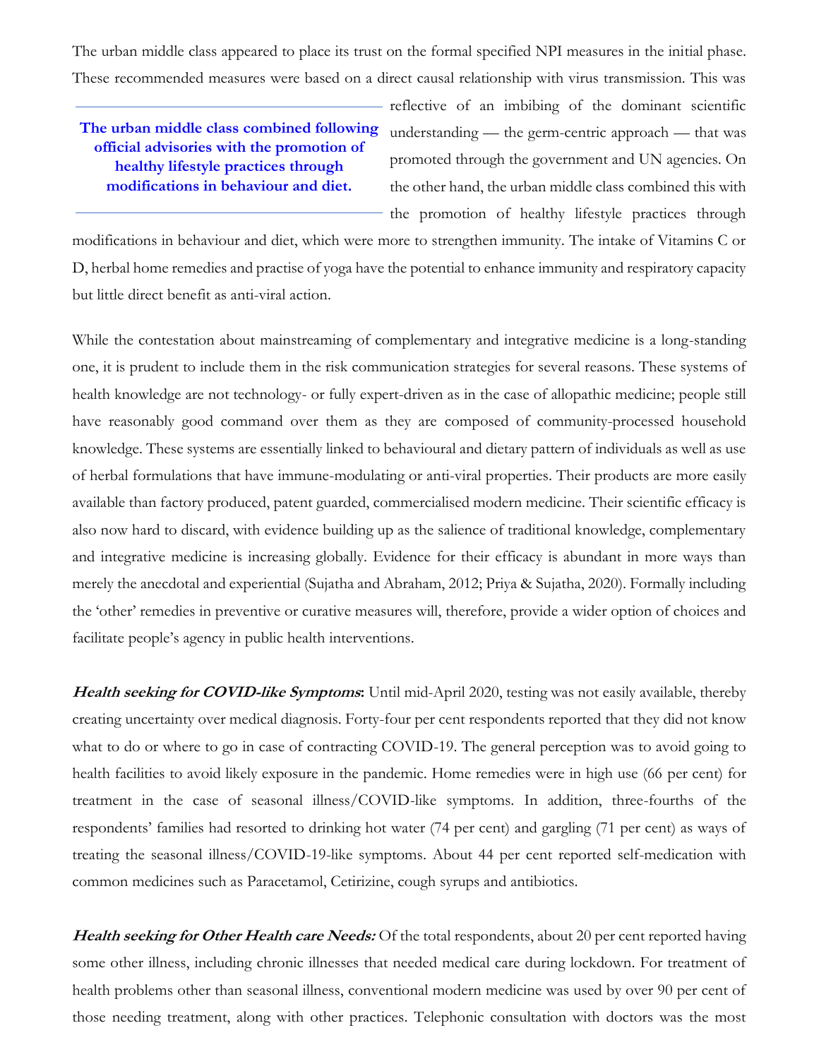The urban middle class appeared to place its trust on the formal specified NPI measures in the initial phase. These recommended measures were based on a direct causal relationship with virus transmission. This was reflective of an imbibing of the dominant scientific understanding — the germ-centric approach — that was promoted through the government and UN agencies. On the other hand, the urban middle class combined this with the promotion of healthy lifestyle practices through modifications in behaviour and diet, which were more to strengthen immunity. The intake of Vitamins C or D, herbal home remedies and practise of yoga have the potential to enhance immunity and respiratory capacity but little direct benefit as anti-viral action.

> **The urban middle class combined following official advisories with the promotion of healthy lifestyle practices through modifications in behaviour and diet.**

While the contestation about mainstreaming of complementary and integrative medicine is a long-standing one, it is prudent to include them in the risk communication strategies for several reasons. These systems of health knowledge are not technology- or fully expert-driven as in the case of allopathic medicine; people still have reasonably good command over them as they are composed of community-processed household knowledge. These systems are essentially linked to behavioural and dietary pattern of individuals as well as use of herbal formulations that have immune-modulating or anti-viral properties. Their products are more easily available than factory produced, patent guarded, commercialised modern medicine. Their scientific efficacy is also now hard to discard, with evidence building up as the salience of traditional knowledge, complementary and integrative medicine is increasing globally. Evidence for their efficacy is abundant in more ways than merely the anecdotal and experiential (Sujatha and Abraham, 2012; Priya & Sujatha, 2020). Formally including the 'other' remedies in preventive or curative measures will, therefore, provide a wider option of choices and facilitate people's agency in public health interventions.

***Health seeking for COVID-like Symptoms*****:** Until mid-April 2020, testing was not easily available, thereby creating uncertainty over medical diagnosis. Forty-four per cent respondents reported that they did not know what to do or where to go in case of contracting COVID-19. The general perception was to avoid going to health facilities to avoid likely exposure in the pandemic. Home remedies were in high use (66 per cent) for treatment in the case of seasonal illness/COVID-like symptoms. In addition, three-fourths of the respondents' families had resorted to drinking hot water (74 per cent) and gargling (71 per cent) as ways of treating the seasonal illness/COVID-19-like symptoms. About 44 per cent reported self-medication with common medicines such as Paracetamol, Cetirizine, cough syrups and antibiotics.

***Health seeking for Other Health care Needs:*** Of the total respondents, about 20 per cent reported having some other illness, including chronic illnesses that needed medical care during lockdown. For treatment of health problems other than seasonal illness, conventional modern medicine was used by over 90 per cent of those needing treatment, along with other practices. Telephonic consultation with doctors was the most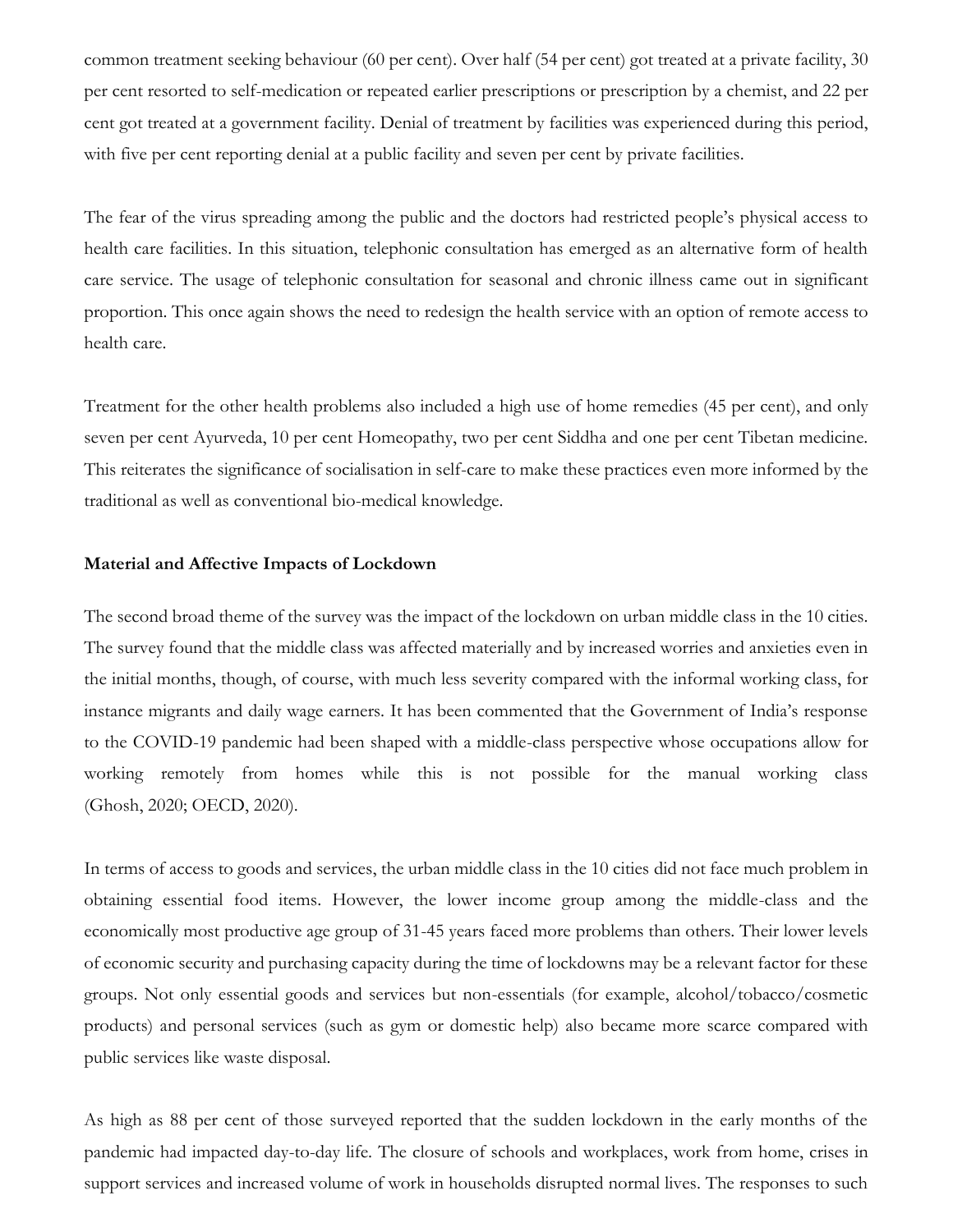common treatment seeking behaviour (60 per cent). Over half (54 per cent) got treated at a private facility, 30 per cent resorted to self-medication or repeated earlier prescriptions or prescription by a chemist, and 22 per cent got treated at a government facility. Denial of treatment by facilities was experienced during this period, with five per cent reporting denial at a public facility and seven per cent by private facilities.

The fear of the virus spreading among the public and the doctors had restricted people's physical access to health care facilities. In this situation, telephonic consultation has emerged as an alternative form of health care service. The usage of telephonic consultation for seasonal and chronic illness came out in significant proportion. This once again shows the need to redesign the health service with an option of remote access to health care.

Treatment for the other health problems also included a high use of home remedies (45 per cent), and only seven per cent Ayurveda, 10 per cent Homeopathy, two per cent Siddha and one per cent Tibetan medicine. This reiterates the significance of socialisation in self-care to make these practices even more informed by the traditional as well as conventional bio-medical knowledge.

**Material and Affective Impacts of Lockdown**

The second broad theme of the survey was the impact of the lockdown on urban middle class in the 10 cities. The survey found that the middle class was affected materially and by increased worries and anxieties even in the initial months, though, of course, with much less severity compared with the informal working class, for instance migrants and daily wage earners. It has been commented that the Government of India's response to the COVID-19 pandemic had been shaped with a middle-class perspective whose occupations allow for working remotely from homes while this is not possible for the manual working class (Ghosh, 2020; OECD, 2020).

In terms of access to goods and services, the urban middle class in the 10 cities did not face much problem in obtaining essential food items. However, the lower income group among the middle-class and the economically most productive age group of 31-45 years faced more problems than others. Their lower levels of economic security and purchasing capacity during the time of lockdowns may be a relevant factor for these groups. Not only essential goods and services but non-essentials (for example, alcohol/tobacco/cosmetic products) and personal services (such as gym or domestic help) also became more scarce compared with public services like waste disposal.

As high as 88 per cent of those surveyed reported that the sudden lockdown in the early months of the pandemic had impacted day-to-day life. The closure of schools and workplaces, work from home, crises in support services and increased volume of work in households disrupted normal lives. The responses to such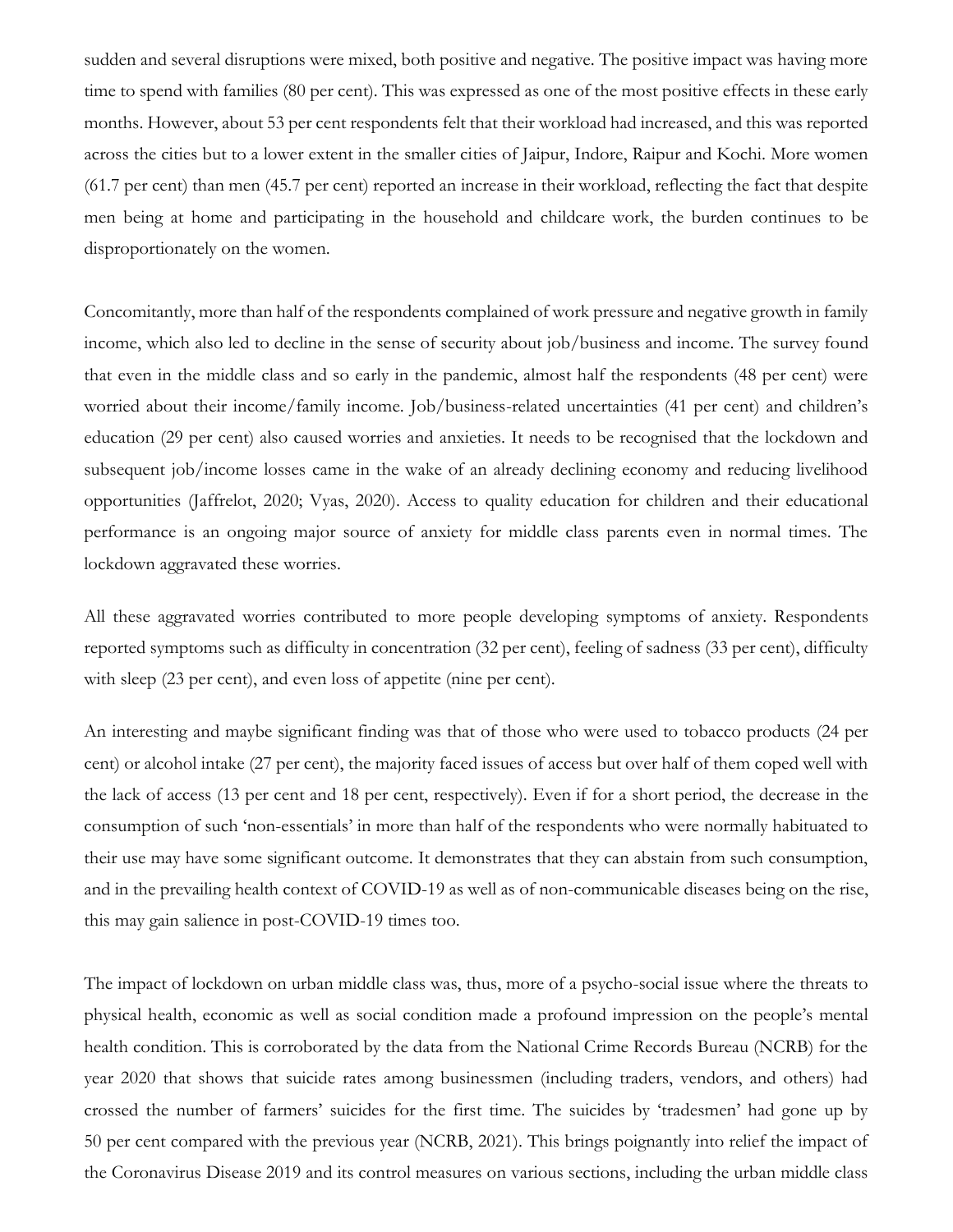sudden and several disruptions were mixed, both positive and negative. The positive impact was having more time to spend with families (80 per cent). This was expressed as one of the most positive effects in these early months. However, about 53 per cent respondents felt that their workload had increased, and this was reported across the cities but to a lower extent in the smaller cities of Jaipur, Indore, Raipur and Kochi. More women (61.7 per cent) than men (45.7 per cent) reported an increase in their workload, reflecting the fact that despite men being at home and participating in the household and childcare work, the burden continues to be disproportionately on the women.

Concomitantly, more than half of the respondents complained of work pressure and negative growth in family income, which also led to decline in the sense of security about job/business and income. The survey found that even in the middle class and so early in the pandemic, almost half the respondents (48 per cent) were worried about their income/family income. Job/business-related uncertainties (41 per cent) and children's education (29 per cent) also caused worries and anxieties. It needs to be recognised that the lockdown and subsequent job/income losses came in the wake of an already declining economy and reducing livelihood opportunities (Jaffrelot, 2020; Vyas, 2020). Access to quality education for children and their educational performance is an ongoing major source of anxiety for middle class parents even in normal times. The lockdown aggravated these worries.

All these aggravated worries contributed to more people developing symptoms of anxiety. Respondents reported symptoms such as difficulty in concentration (32 per cent), feeling of sadness (33 per cent), difficulty with sleep (23 per cent), and even loss of appetite (nine per cent).

An interesting and maybe significant finding was that of those who were used to tobacco products (24 per cent) or alcohol intake (27 per cent), the majority faced issues of access but over half of them coped well with the lack of access (13 per cent and 18 per cent, respectively). Even if for a short period, the decrease in the consumption of such 'non-essentials' in more than half of the respondents who were normally habituated to their use may have some significant outcome. It demonstrates that they can abstain from such consumption, and in the prevailing health context of COVID-19 as well as of non-communicable diseases being on the rise, this may gain salience in post-COVID-19 times too.

The impact of lockdown on urban middle class was, thus, more of a psycho-social issue where the threats to physical health, economic as well as social condition made a profound impression on the people's mental health condition. This is corroborated by the data from the National Crime Records Bureau (NCRB) for the year 2020 that shows that suicide rates among businessmen (including traders, vendors, and others) had crossed the number of farmers' suicides for the first time. The suicides by 'tradesmen' had gone up by 50 per cent compared with the previous year (NCRB, 2021). This brings poignantly into relief the impact of the Coronavirus Disease 2019 and its control measures on various sections, including the urban middle class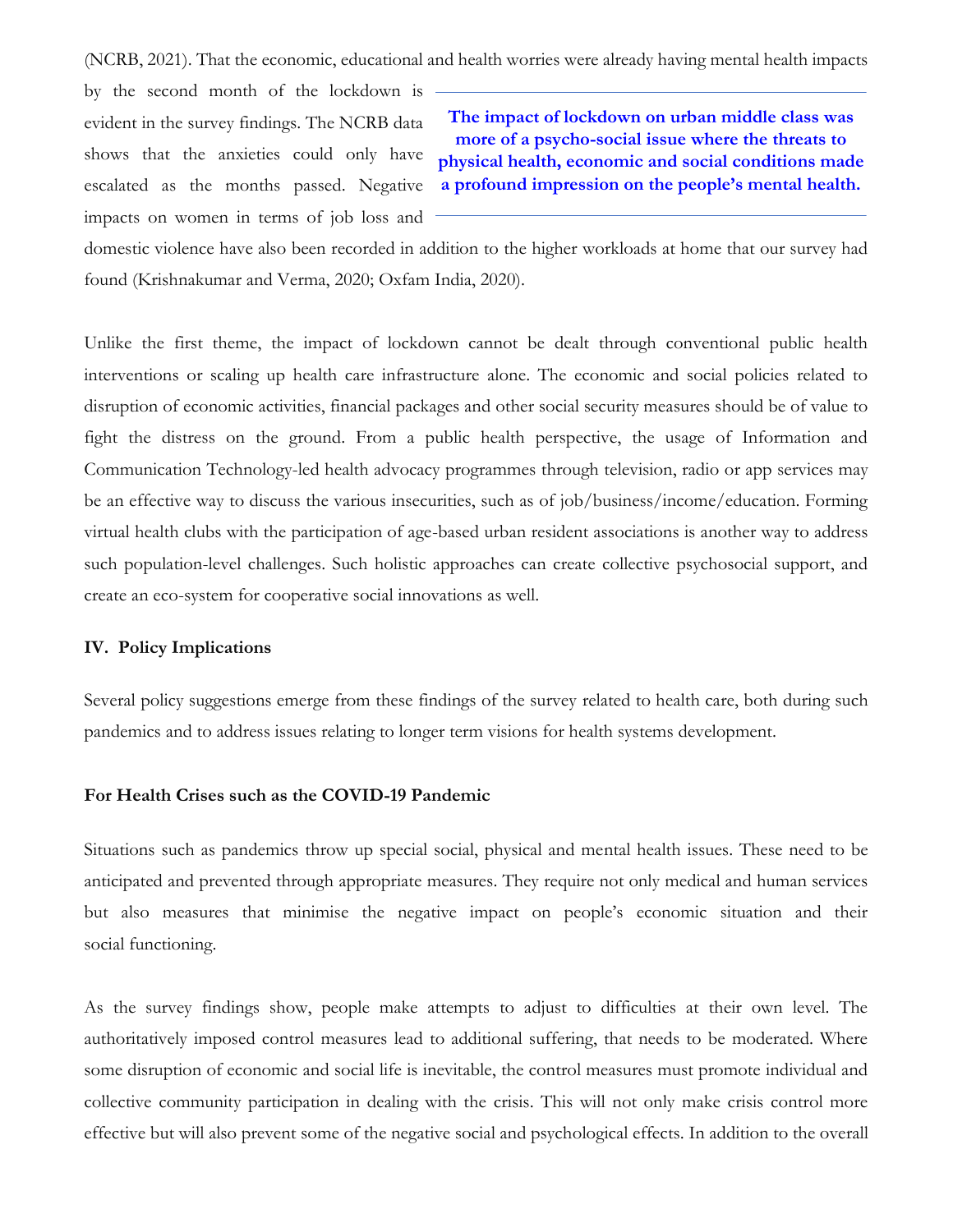(NCRB, 2021). That the economic, educational and health worries were already having mental health impacts by the second month of the lockdown is evident in the survey findings. The NCRB data shows that the anxieties could only have escalated as the months passed. Negative impacts on women in terms of job loss and domestic violence have also been recorded in addition to the higher workloads at home that our survey had found (Krishnakumar and Verma, 2020; Oxfam India, 2020).

> **The impact of lockdown on urban middle class was more of a psycho-social issue where the threats to physical health, economic and social conditions made a profound impression on the people's mental health.**

Unlike the first theme, the impact of lockdown cannot be dealt through conventional public health interventions or scaling up health care infrastructure alone. The economic and social policies related to disruption of economic activities, financial packages and other social security measures should be of value to fight the distress on the ground. From a public health perspective, the usage of Information and Communication Technology-led health advocacy programmes through television, radio or app services may be an effective way to discuss the various insecurities, such as of job/business/income/education. Forming virtual health clubs with the participation of age-based urban resident associations is another way to address such population-level challenges. Such holistic approaches can create collective psychosocial support, and create an eco-system for cooperative social innovations as well.

## IV. Policy Implications

Several policy suggestions emerge from these findings of the survey related to health care, both during such pandemics and to address issues relating to longer term visions for health systems development.

### For Health Crises such as the COVID-19 Pandemic

Situations such as pandemics throw up special social, physical and mental health issues. These need to be anticipated and prevented through appropriate measures. They require not only medical and human services but also measures that minimise the negative impact on people's economic situation and their social functioning.

As the survey findings show, people make attempts to adjust to difficulties at their own level. The authoritatively imposed control measures lead to additional suffering, that needs to be moderated. Where some disruption of economic and social life is inevitable, the control measures must promote individual and collective community participation in dealing with the crisis. This will not only make crisis control more effective but will also prevent some of the negative social and psychological effects. In addition to the overall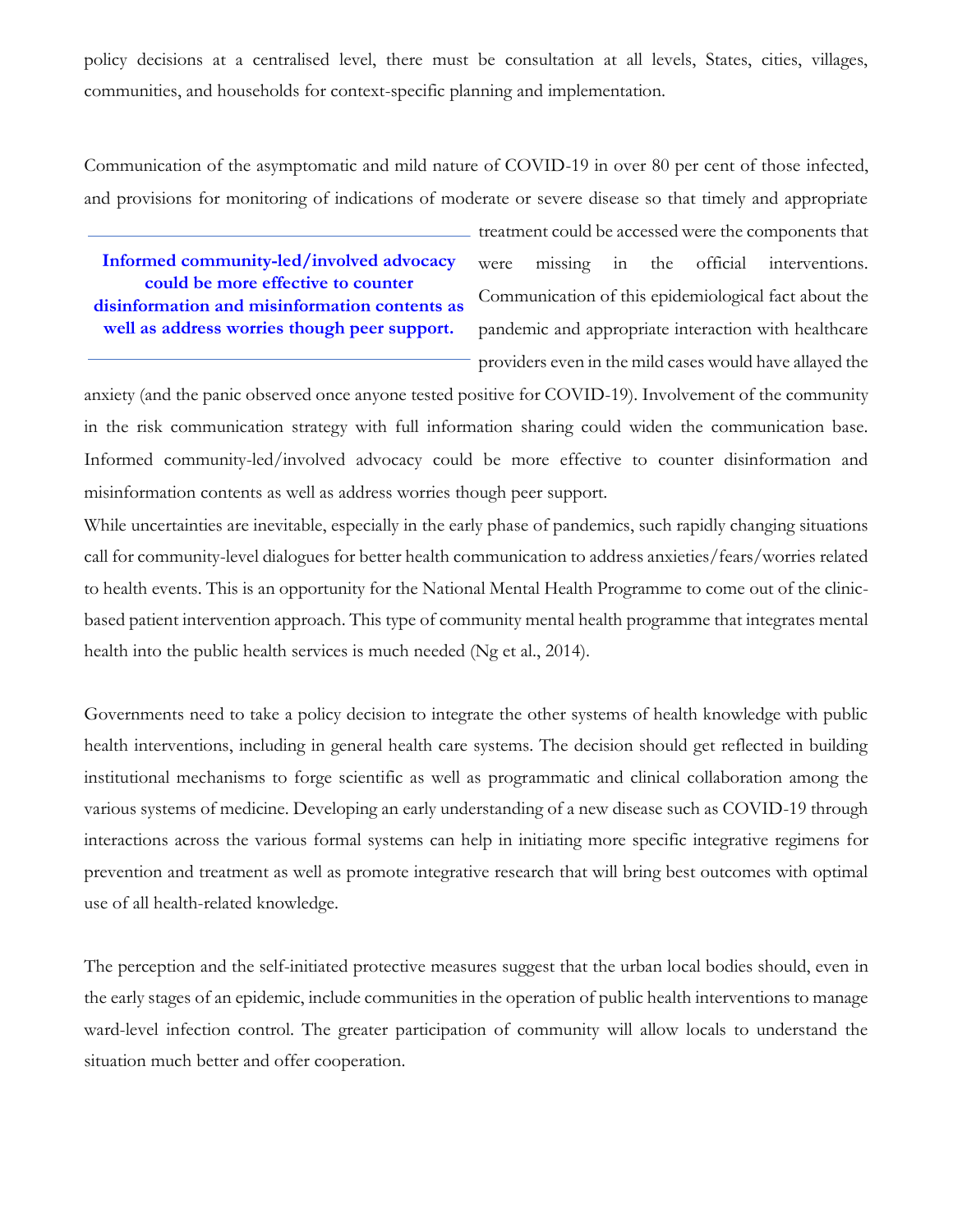policy decisions at a centralised level, there must be consultation at all levels, States, cities, villages, communities, and households for context-specific planning and implementation.

Communication of the asymptomatic and mild nature of COVID-19 in over 80 per cent of those infected, and provisions for monitoring of indications of moderate or severe disease so that timely and appropriate treatment could be accessed were the components that were missing in the official interventions. Communication of this epidemiological fact about the pandemic and appropriate interaction with healthcare providers even in the mild cases would have allayed the anxiety (and the panic observed once anyone tested positive for COVID-19). Involvement of the community in the risk communication strategy with full information sharing could widen the communication base. Informed community-led/involved advocacy could be more effective to counter disinformation and misinformation contents as well as address worries though peer support.

> **Informed community-led/involved advocacy could be more effective to counter disinformation and misinformation contents as well as address worries though peer support.**

While uncertainties are inevitable, especially in the early phase of pandemics, such rapidly changing situations call for community-level dialogues for better health communication to address anxieties/fears/worries related to health events. This is an opportunity for the National Mental Health Programme to come out of the clinic-based patient intervention approach. This type of community mental health programme that integrates mental health into the public health services is much needed (Ng et al., 2014).

Governments need to take a policy decision to integrate the other systems of health knowledge with public health interventions, including in general health care systems. The decision should get reflected in building institutional mechanisms to forge scientific as well as programmatic and clinical collaboration among the various systems of medicine. Developing an early understanding of a new disease such as COVID-19 through interactions across the various formal systems can help in initiating more specific integrative regimens for prevention and treatment as well as promote integrative research that will bring best outcomes with optimal use of all health-related knowledge.

The perception and the self-initiated protective measures suggest that the urban local bodies should, even in the early stages of an epidemic, include communities in the operation of public health interventions to manage ward-level infection control. The greater participation of community will allow locals to understand the situation much better and offer cooperation.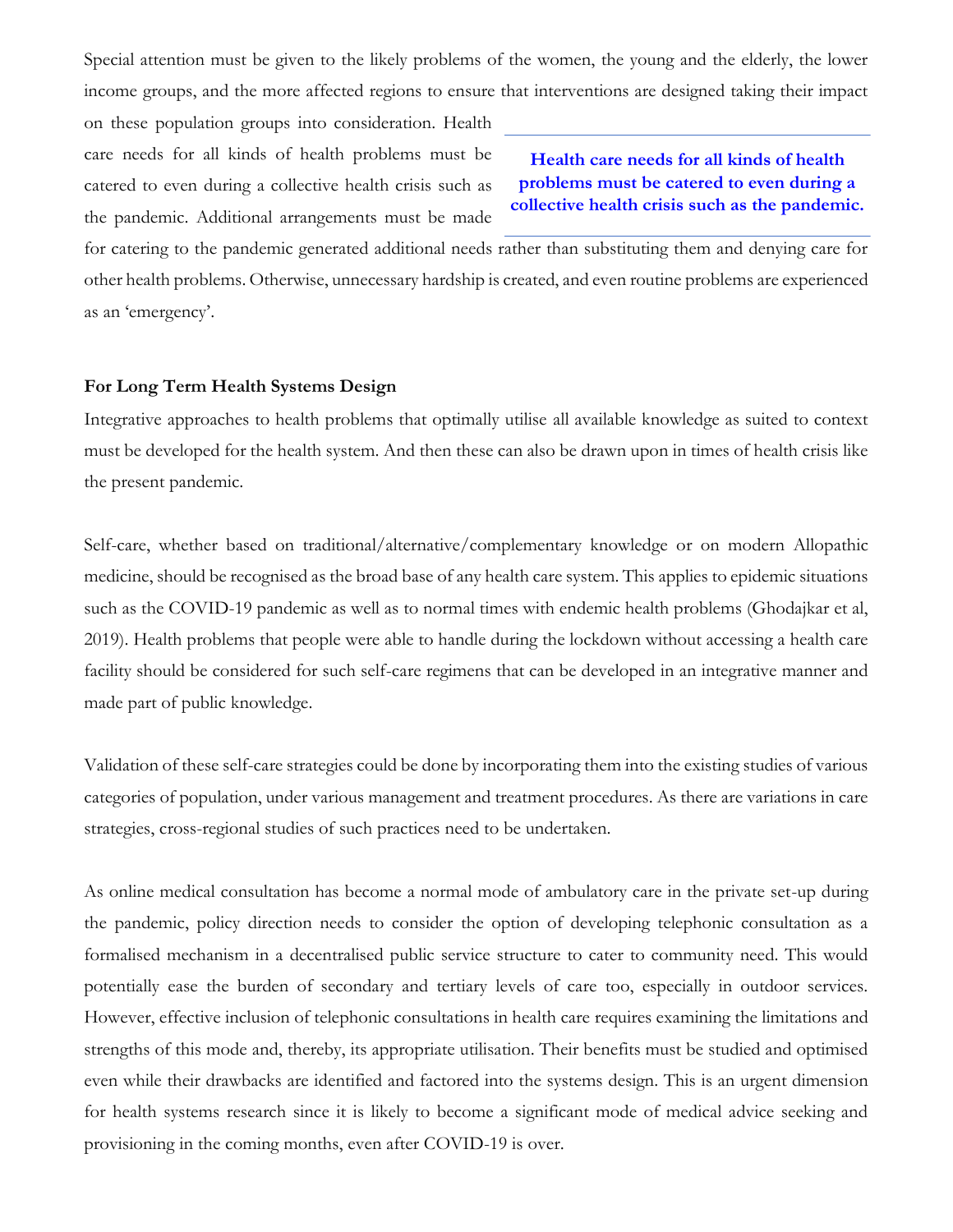Special attention must be given to the likely problems of the women, the young and the elderly, the lower income groups, and the more affected regions to ensure that interventions are designed taking their impact on these population groups into consideration. Health care needs for all kinds of health problems must be catered to even during a collective health crisis such as the pandemic. Additional arrangements must be made for catering to the pandemic generated additional needs rather than substituting them and denying care for other health problems. Otherwise, unnecessary hardship is created, and even routine problems are experienced as an 'emergency'.

> **Health care needs for all kinds of health problems must be catered to even during a collective health crisis such as the pandemic.**

**For Long Term Health Systems Design**

Integrative approaches to health problems that optimally utilise all available knowledge as suited to context must be developed for the health system. And then these can also be drawn upon in times of health crisis like the present pandemic.

Self-care, whether based on traditional/alternative/complementary knowledge or on modern Allopathic medicine, should be recognised as the broad base of any health care system. This applies to epidemic situations such as the COVID-19 pandemic as well as to normal times with endemic health problems (Ghodajkar et al, 2019). Health problems that people were able to handle during the lockdown without accessing a health care facility should be considered for such self-care regimens that can be developed in an integrative manner and made part of public knowledge.

Validation of these self-care strategies could be done by incorporating them into the existing studies of various categories of population, under various management and treatment procedures. As there are variations in care strategies, cross-regional studies of such practices need to be undertaken.

As online medical consultation has become a normal mode of ambulatory care in the private set-up during the pandemic, policy direction needs to consider the option of developing telephonic consultation as a formalised mechanism in a decentralised public service structure to cater to community need. This would potentially ease the burden of secondary and tertiary levels of care too, especially in outdoor services. However, effective inclusion of telephonic consultations in health care requires examining the limitations and strengths of this mode and, thereby, its appropriate utilisation. Their benefits must be studied and optimised even while their drawbacks are identified and factored into the systems design. This is an urgent dimension for health systems research since it is likely to become a significant mode of medical advice seeking and provisioning in the coming months, even after COVID-19 is over.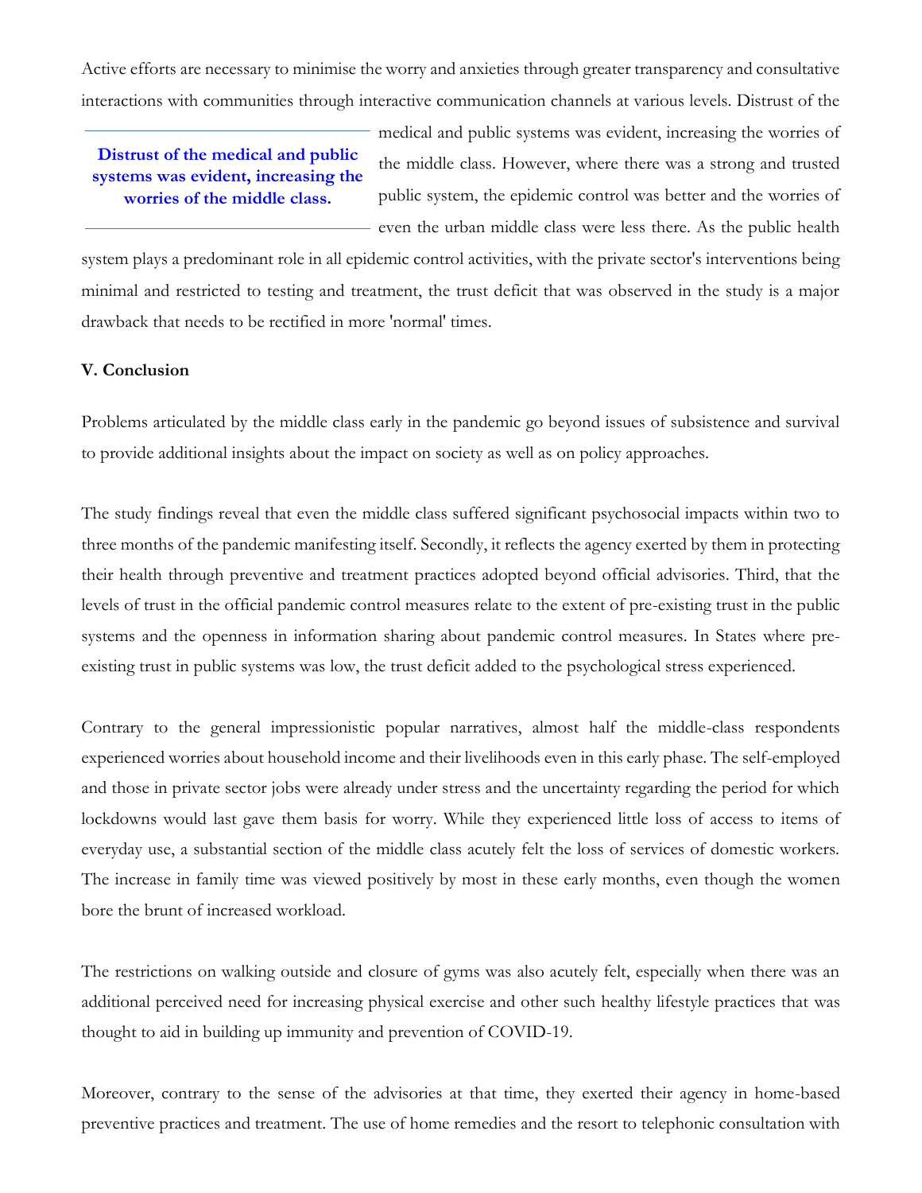Active efforts are necessary to minimise the worry and anxieties through greater transparency and consultative interactions with communities through interactive communication channels at various levels. Distrust of the medical and public systems was evident, increasing the worries of the middle class. However, where there was a strong and trusted public system, the epidemic control was better and the worries of even the urban middle class were less there. As the public health system plays a predominant role in all epidemic control activities, with the private sector's interventions being minimal and restricted to testing and treatment, the trust deficit that was observed in the study is a major drawback that needs to be rectified in more 'normal' times.

> **Distrust of the medical and public systems was evident, increasing the worries of the middle class.**

## V. Conclusion

Problems articulated by the middle class early in the pandemic go beyond issues of subsistence and survival to provide additional insights about the impact on society as well as on policy approaches.

The study findings reveal that even the middle class suffered significant psychosocial impacts within two to three months of the pandemic manifesting itself. Secondly, it reflects the agency exerted by them in protecting their health through preventive and treatment practices adopted beyond official advisories. Third, that the levels of trust in the official pandemic control measures relate to the extent of pre-existing trust in the public systems and the openness in information sharing about pandemic control measures. In States where pre-existing trust in public systems was low, the trust deficit added to the psychological stress experienced.

Contrary to the general impressionistic popular narratives, almost half the middle-class respondents experienced worries about household income and their livelihoods even in this early phase. The self-employed and those in private sector jobs were already under stress and the uncertainty regarding the period for which lockdowns would last gave them basis for worry. While they experienced little loss of access to items of everyday use, a substantial section of the middle class acutely felt the loss of services of domestic workers. The increase in family time was viewed positively by most in these early months, even though the women bore the brunt of increased workload.

The restrictions on walking outside and closure of gyms was also acutely felt, especially when there was an additional perceived need for increasing physical exercise and other such healthy lifestyle practices that was thought to aid in building up immunity and prevention of COVID-19.

Moreover, contrary to the sense of the advisories at that time, they exerted their agency in home-based preventive practices and treatment. The use of home remedies and the resort to telephonic consultation with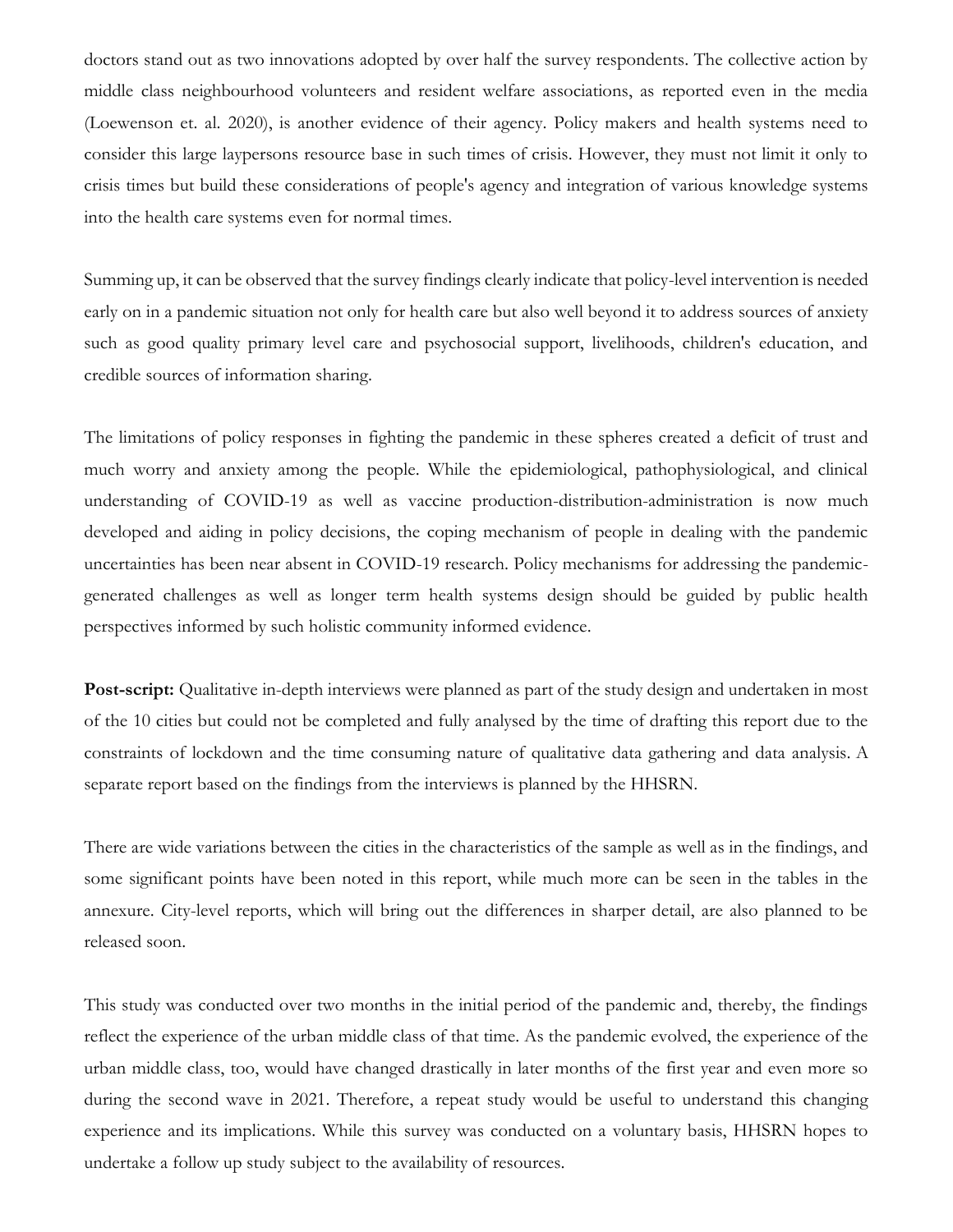doctors stand out as two innovations adopted by over half the survey respondents. The collective action by middle class neighbourhood volunteers and resident welfare associations, as reported even in the media (Loewenson et. al. 2020), is another evidence of their agency. Policy makers and health systems need to consider this large laypersons resource base in such times of crisis. However, they must not limit it only to crisis times but build these considerations of people's agency and integration of various knowledge systems into the health care systems even for normal times.

Summing up, it can be observed that the survey findings clearly indicate that policy-level intervention is needed early on in a pandemic situation not only for health care but also well beyond it to address sources of anxiety such as good quality primary level care and psychosocial support, livelihoods, children's education, and credible sources of information sharing.

The limitations of policy responses in fighting the pandemic in these spheres created a deficit of trust and much worry and anxiety among the people. While the epidemiological, pathophysiological, and clinical understanding of COVID-19 as well as vaccine production-distribution-administration is now much developed and aiding in policy decisions, the coping mechanism of people in dealing with the pandemic uncertainties has been near absent in COVID-19 research. Policy mechanisms for addressing the pandemic-generated challenges as well as longer term health systems design should be guided by public health perspectives informed by such holistic community informed evidence.

**Post-script:** Qualitative in-depth interviews were planned as part of the study design and undertaken in most of the 10 cities but could not be completed and fully analysed by the time of drafting this report due to the constraints of lockdown and the time consuming nature of qualitative data gathering and data analysis. A separate report based on the findings from the interviews is planned by the HHSRN.

There are wide variations between the cities in the characteristics of the sample as well as in the findings, and some significant points have been noted in this report, while much more can be seen in the tables in the annexure. City-level reports, which will bring out the differences in sharper detail, are also planned to be released soon.

This study was conducted over two months in the initial period of the pandemic and, thereby, the findings reflect the experience of the urban middle class of that time. As the pandemic evolved, the experience of the urban middle class, too, would have changed drastically in later months of the first year and even more so during the second wave in 2021. Therefore, a repeat study would be useful to understand this changing experience and its implications. While this survey was conducted on a voluntary basis, HHSRN hopes to undertake a follow up study subject to the availability of resources.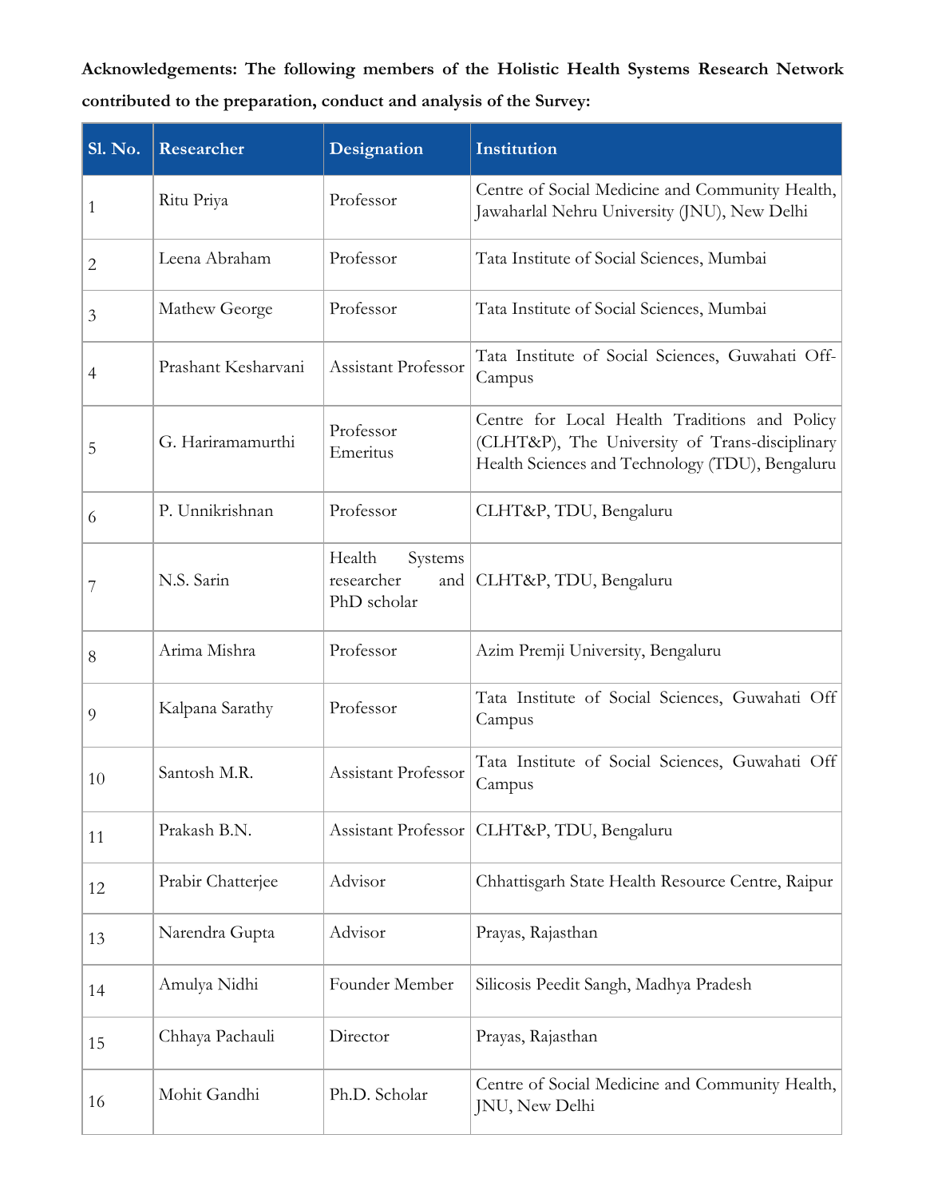**Acknowledgements: The following members of the Holistic Health Systems Research Network contributed to the preparation, conduct and analysis of the Survey:**

| Sl. No. | Researcher | Designation | Institution |
|---|---|---|---|
| 1 | Ritu Priya | Professor | Centre of Social Medicine and Community Health, Jawaharlal Nehru University (JNU), New Delhi |
| 2 | Leena Abraham | Professor | Tata Institute of Social Sciences, Mumbai |
| 3 | Mathew George | Professor | Tata Institute of Social Sciences, Mumbai |
| 4 | Prashant Kesharvani | Assistant Professor | Tata Institute of Social Sciences, Guwahati Off-Campus |
| 5 | G. Hariramamurthi | Professor Emeritus | Centre for Local Health Traditions and Policy (CLHT&P), The University of Trans-disciplinary Health Sciences and Technology (TDU), Bengaluru |
| 6 | P. Unnikrishnan | Professor | CLHT&P, TDU, Bengaluru |
| 7 | N.S. Sarin | Health Systems researcher and PhD scholar | CLHT&P, TDU, Bengaluru |
| 8 | Arima Mishra | Professor | Azim Premji University, Bengaluru |
| 9 | Kalpana Sarathy | Professor | Tata Institute of Social Sciences, Guwahati Off Campus |
| 10 | Santosh M.R. | Assistant Professor | Tata Institute of Social Sciences, Guwahati Off Campus |
| 11 | Prakash B.N. | Assistant Professor | CLHT&P, TDU, Bengaluru |
| 12 | Prabir Chatterjee | Advisor | Chhattisgarh State Health Resource Centre, Raipur |
| 13 | Narendra Gupta | Advisor | Prayas, Rajasthan |
| 14 | Amulya Nidhi | Founder Member | Silicosis Peedit Sangh, Madhya Pradesh |
| 15 | Chhaya Pachauli | Director | Prayas, Rajasthan |
| 16 | Mohit Gandhi | Ph.D. Scholar | Centre of Social Medicine and Community Health, JNU, New Delhi |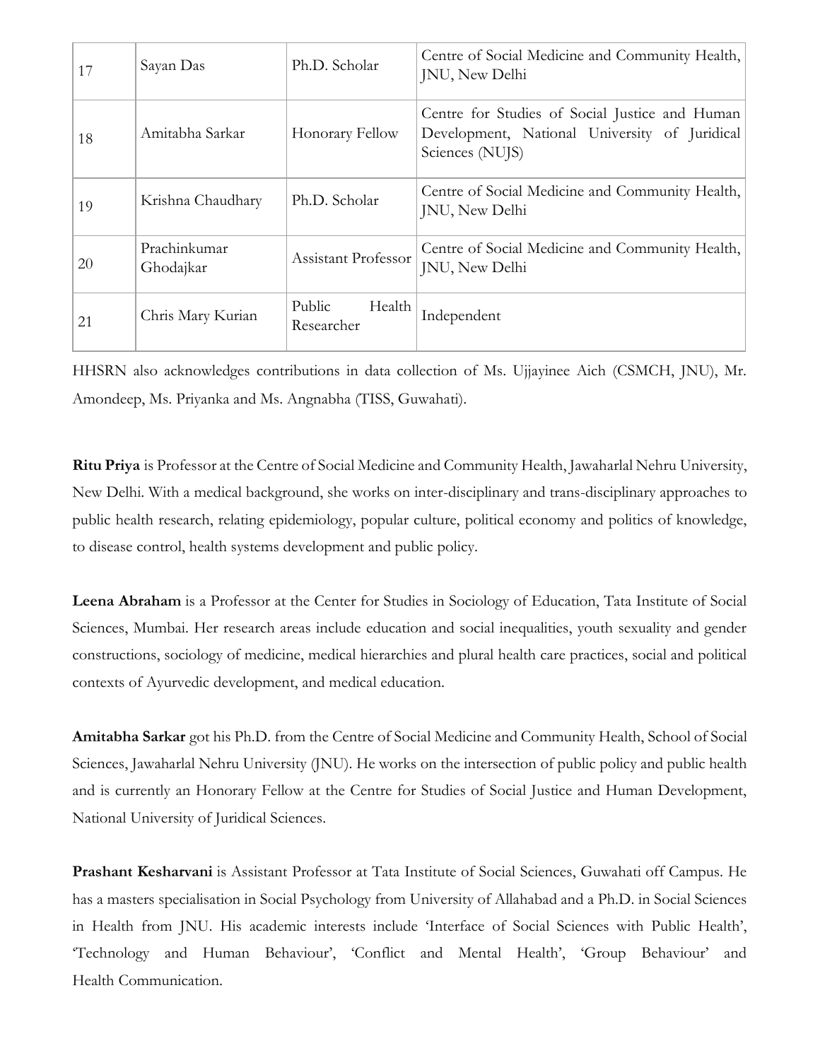| 17 | Sayan Das | Ph.D. Scholar | Centre of Social Medicine and Community Health, JNU, New Delhi |
|---|---|---|---|
| 18 | Amitabha Sarkar | Honorary Fellow | Centre for Studies of Social Justice and Human Development, National University of Juridical Sciences (NUJS) |
| 19 | Krishna Chaudhary | Ph.D. Scholar | Centre of Social Medicine and Community Health, JNU, New Delhi |
| 20 | Prachinkumar Ghodajkar | Assistant Professor | Centre of Social Medicine and Community Health, JNU, New Delhi |
| 21 | Chris Mary Kurian | Public Health Researcher | Independent |

HHSRN also acknowledges contributions in data collection of Ms. Ujjayinee Aich (CSMCH, JNU), Mr. Amondeep, Ms. Priyanka and Ms. Angnabha (TISS, Guwahati).

**Ritu Priya** is Professor at the Centre of Social Medicine and Community Health, Jawaharlal Nehru University, New Delhi. With a medical background, she works on inter-disciplinary and trans-disciplinary approaches to public health research, relating epidemiology, popular culture, political economy and politics of knowledge, to disease control, health systems development and public policy.

**Leena Abraham** is a Professor at the Center for Studies in Sociology of Education, Tata Institute of Social Sciences, Mumbai. Her research areas include education and social inequalities, youth sexuality and gender constructions, sociology of medicine, medical hierarchies and plural health care practices, social and political contexts of Ayurvedic development, and medical education.

**Amitabha Sarkar** got his Ph.D. from the Centre of Social Medicine and Community Health, School of Social Sciences, Jawaharlal Nehru University (JNU). He works on the intersection of public policy and public health and is currently an Honorary Fellow at the Centre for Studies of Social Justice and Human Development, National University of Juridical Sciences.

**Prashant Kesharvani** is Assistant Professor at Tata Institute of Social Sciences, Guwahati off Campus. He has a masters specialisation in Social Psychology from University of Allahabad and a Ph.D. in Social Sciences in Health from JNU. His academic interests include 'Interface of Social Sciences with Public Health', 'Technology and Human Behaviour', 'Conflict and Mental Health', 'Group Behaviour' and Health Communication.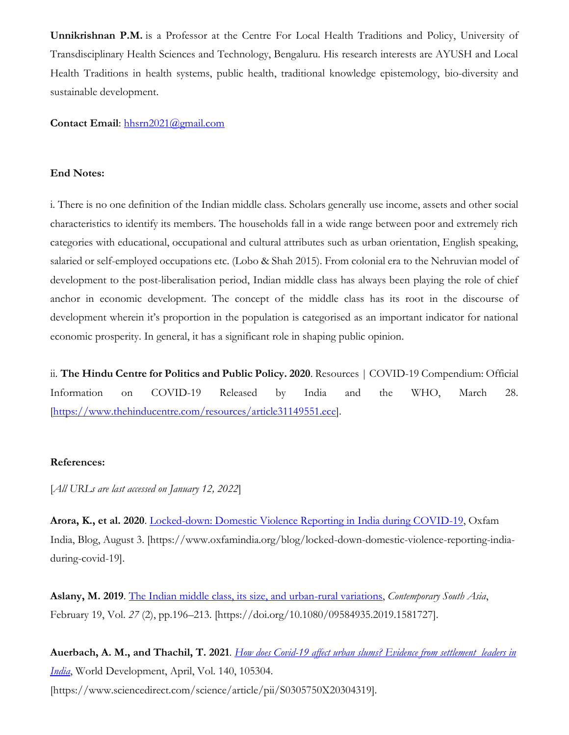**Unnikrishnan P.M.** is a Professor at the Centre For Local Health Traditions and Policy, University of Transdisciplinary Health Sciences and Technology, Bengaluru. His research interests are AYUSH and Local Health Traditions in health systems, public health, traditional knowledge epistemology, bio-diversity and sustainable development.

**Contact Email**: [hhsrn2021@gmail.com](mailto:hhsrn2021@gmail.com)

**End Notes:**

i. There is no one definition of the Indian middle class. Scholars generally use income, assets and other social characteristics to identify its members. The households fall in a wide range between poor and extremely rich categories with educational, occupational and cultural attributes such as urban orientation, English speaking, salaried or self-employed occupations etc. (Lobo & Shah 2015). From colonial era to the Nehruvian model of development to the post-liberalisation period, Indian middle class has always been playing the role of chief anchor in economic development. The concept of the middle class has its root in the discourse of development wherein it's proportion in the population is categorised as an important indicator for national economic prosperity. In general, it has a significant role in shaping public opinion.

ii. **The Hindu Centre for Politics and Public Policy. 2020**. Resources | COVID-19 Compendium: Official Information on COVID-19 Released by India and the WHO, March 28. [[https://www.thehinducentre.com/resources/article31149551.ece](https://www.thehinducentre.com/resources/article31149551.ece)].

**References:**

[*All URLs are last accessed on January 12, 2022*]

**Arora, K., et al. 2020**. [Locked-down: Domestic Violence Reporting in India during COVID-19](https://www.oxfamindia.org/blog/locked-down-domestic-violence-reporting-india-during-covid-19), Oxfam India, Blog, August 3. [https://www.oxfamindia.org/blog/locked-down-domestic-violence-reporting-india-during-covid-19].

**Aslany, M. 2019**. [The Indian middle class, its size, and urban-rural variations](https://doi.org/10.1080/09584935.2019.1581727), *Contemporary South Asia*, February 19, Vol. *27* (2), pp.196–213. [https://doi.org/10.1080/09584935.2019.1581727].

**Auerbach, A. M., and Thachil, T. 2021**. *[How does Covid-19 affect urban slums? Evidence from settlement leaders in India](https://www.sciencedirect.com/science/article/pii/S0305750X20304319)*, World Development, April, Vol. 140, 105304. [https://www.sciencedirect.com/science/article/pii/S0305750X20304319].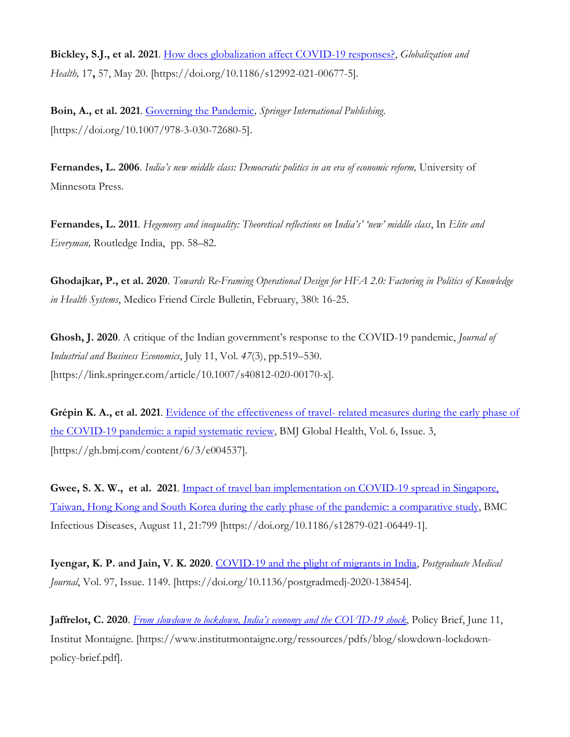**Bickley, S.J., et al. 2021**. How does globalization affect COVID-19 responses?, *Globalization and Health,* 17**,** 57, May 20. [https://doi.org/10.1186/s12992-021-00677-5].

**Boin, A., et al. 2021**. Governing the Pandemic*, Springer International Publishing.* [https://doi.org/10.1007/978-3-030-72680-5].

**Fernandes, L. 2006**. *India's new middle class: Democratic politics in an era of economic reform,* University of Minnesota Press.

**Fernandes, L. 2011**. *Hegemony and inequality: Theoretical reflections on India's' 'new' middle class*, In *Elite and Everyman,* Routledge India, pp. 58–82.

**Ghodajkar, P., et al. 2020**. *Towards Re-Framing Operational Design for HFA 2.0: Factoring in Politics of Knowledge in Health Systems*, Medico Friend Circle Bulletin, February, 380: 16-25.

**Ghosh, J. 2020**. A critique of the Indian government's response to the COVID-19 pandemic, *Journal of Industrial and Business Economics*, July 11, Vol. *47*(3), pp.519–530. [https://link.springer.com/article/10.1007/s40812-020-00170-x].

**Grépin K. A., et al. 2021**. Evidence of the effectiveness of travel- related measures during the early phase of the COVID-19 pandemic: a rapid systematic review, BMJ Global Health, Vol. 6, Issue. 3, [https://gh.bmj.com/content/6/3/e004537].

**Gwee, S. X. W., et al. 2021**. Impact of travel ban implementation on COVID-19 spread in Singapore, Taiwan, Hong Kong and South Korea during the early phase of the pandemic: a comparative study, BMC Infectious Diseases, August 11, 21:799 [https://doi.org/10.1186/s12879-021-06449-1].

**Iyengar, K. P. and Jain, V. K. 2020**. COVID-19 and the plight of migrants in India, *Postgraduate Medical Journal*, Vol. 97, Issue. 1149. [https://doi.org/10.1136/postgradmedj-2020-138454].

**Jaffrelot, C. 2020**. *From slowdown to lockdown, India's economy and the COVID-19 shock*, Policy Brief, June 11, Institut Montaigne. [https://www.institutmontaigne.org/ressources/pdfs/blog/slowdown-lockdown-policy-brief.pdf].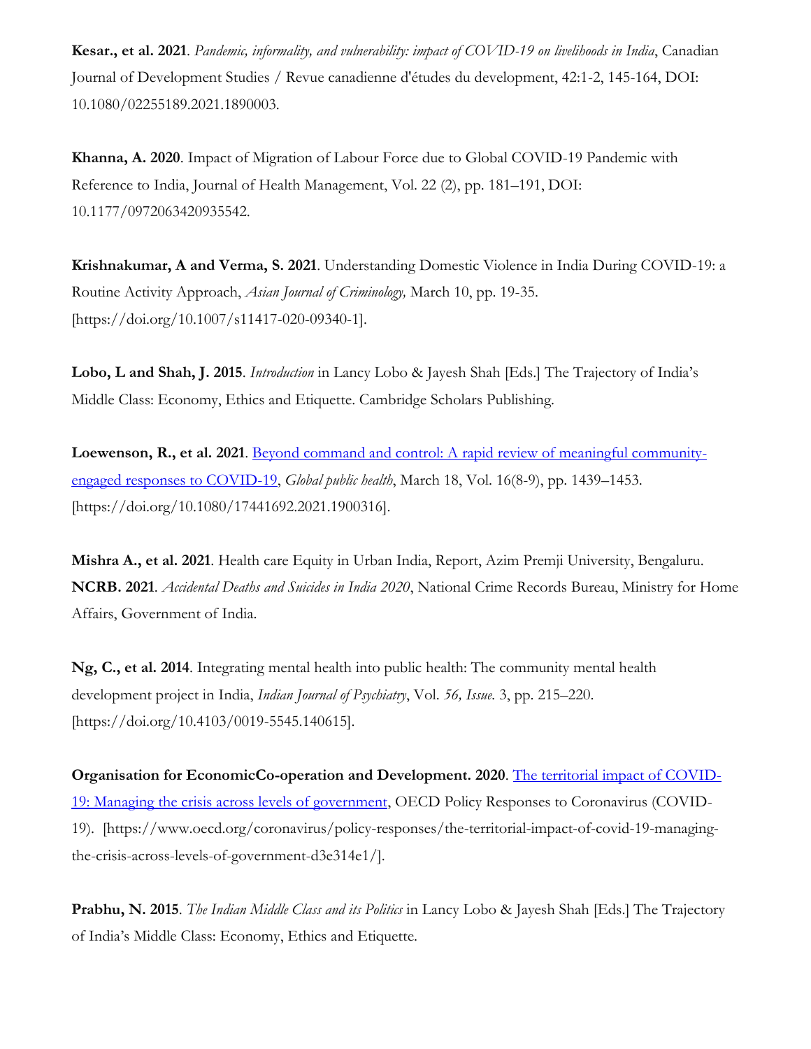**Kesar., et al. 2021**. *Pandemic, informality, and vulnerability: impact of COVID-19 on livelihoods in India*, Canadian Journal of Development Studies / Revue canadienne d'études du development, 42:1-2, 145-164, DOI: 10.1080/02255189.2021.1890003.

**Khanna, A. 2020**. Impact of Migration of Labour Force due to Global COVID-19 Pandemic with Reference to India, Journal of Health Management, Vol. 22 (2), pp. 181–191, DOI: 10.1177/0972063420935542.

**Krishnakumar, A and Verma, S. 2021**. Understanding Domestic Violence in India During COVID-19: a Routine Activity Approach, *Asian Journal of Criminology,* March 10, pp. 19-35. [https://doi.org/10.1007/s11417-020-09340-1].

**Lobo, L and Shah, J. 2015**. *Introduction* in Lancy Lobo & Jayesh Shah [Eds.] The Trajectory of India's Middle Class: Economy, Ethics and Etiquette. Cambridge Scholars Publishing.

**Loewenson, R., et al. 2021**. Beyond command and control: A rapid review of meaningful community-engaged responses to COVID-19, *Global public health*, March 18, Vol. 16(8-9), pp. 1439–1453. [https://doi.org/10.1080/17441692.2021.1900316].

**Mishra A., et al. 2021**. Health care Equity in Urban India, Report, Azim Premji University, Bengaluru.
**NCRB. 2021**. *Accidental Deaths and Suicides in India 2020*, National Crime Records Bureau, Ministry for Home Affairs, Government of India.

**Ng, C., et al. 2014**. Integrating mental health into public health: The community mental health development project in India, *Indian Journal of Psychiatry*, Vol. *56, Issue.* 3, pp. 215–220. [https://doi.org/10.4103/0019-5545.140615].

**Organisation for EconomicCo-operation and Development. 2020**. The territorial impact of COVID-19: Managing the crisis across levels of government, OECD Policy Responses to Coronavirus (COVID-19). [https://www.oecd.org/coronavirus/policy-responses/the-territorial-impact-of-covid-19-managing-the-crisis-across-levels-of-government-d3e314e1/].

**Prabhu, N. 2015**. *The Indian Middle Class and its Politics* in Lancy Lobo & Jayesh Shah [Eds.] The Trajectory of India's Middle Class: Economy, Ethics and Etiquette.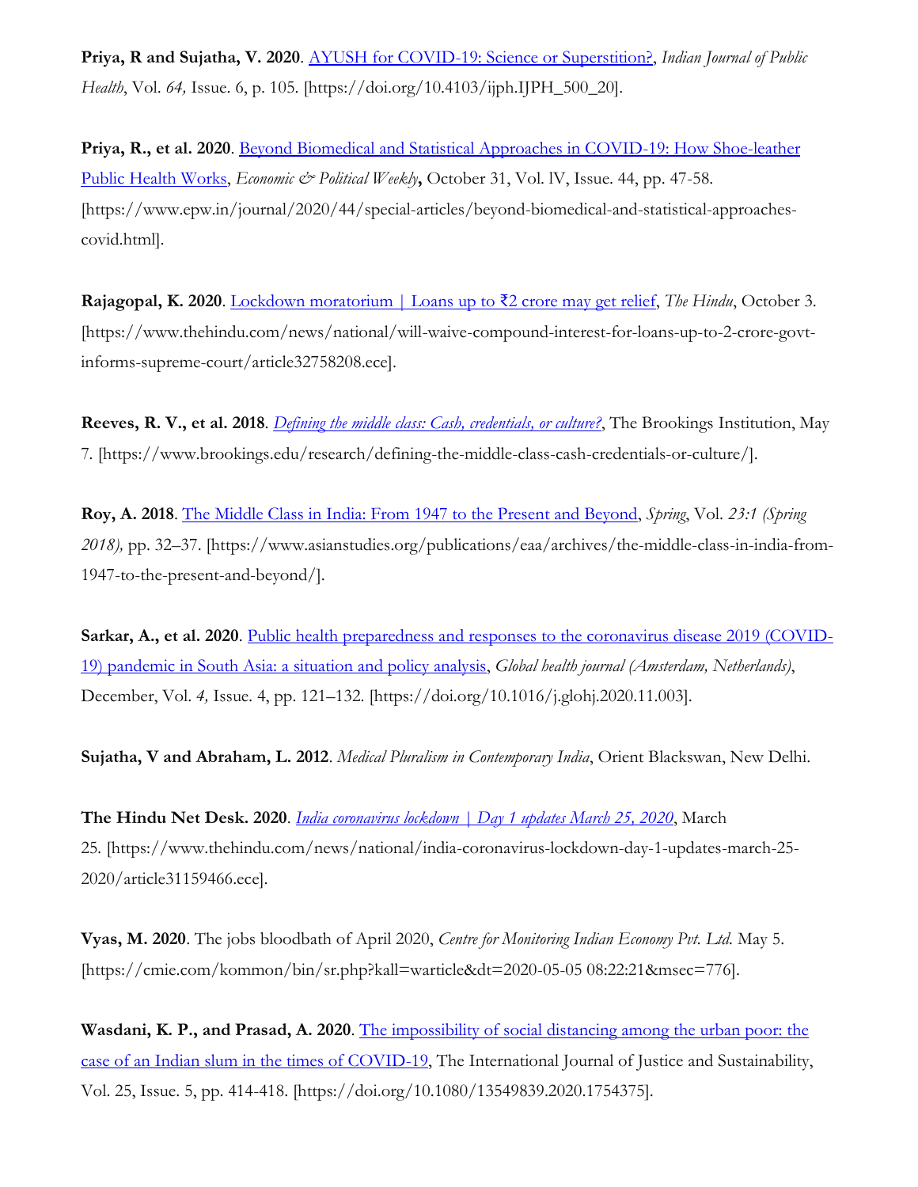**Priya, R and Sujatha, V. 2020**. [AYUSH for COVID-19: Science or Superstition?](https://doi.org/10.4103/ijph.IJPH_500_20), *Indian Journal of Public Health*, Vol. *64,* Issue. 6, p. 105. [https://doi.org/10.4103/ijph.IJPH_500_20].

**Priya, R., et al. 2020**. [Beyond Biomedical and Statistical Approaches in COVID-19: How Shoe-leather Public Health Works](https://www.epw.in/journal/2020/44/special-articles/beyond-biomedical-and-statistical-approaches-covid.html), *Economic & Political Weekly***,** October 31, Vol. lV, Issue. 44, pp. 47-58. [https://www.epw.in/journal/2020/44/special-articles/beyond-biomedical-and-statistical-approaches-covid.html].

**Rajagopal, K. 2020**. [Lockdown moratorium | Loans up to ₹2 crore may get relief](https://www.thehindu.com/news/national/will-waive-compound-interest-for-loans-up-to-2-crore-govt-informs-supreme-court/article32758208.ece), *The Hindu*, October 3. [https://www.thehindu.com/news/national/will-waive-compound-interest-for-loans-up-to-2-crore-govt-informs-supreme-court/article32758208.ece].

**Reeves, R. V., et al. 2018**. *[Defining the middle class: Cash, credentials, or culture?](https://www.brookings.edu/research/defining-the-middle-class-cash-credentials-or-culture/)*, The Brookings Institution, May 7. [https://www.brookings.edu/research/defining-the-middle-class-cash-credentials-or-culture/].

**Roy, A. 2018**. [The Middle Class in India: From 1947 to the Present and Beyond](https://www.asianstudies.org/publications/eaa/archives/the-middle-class-in-india-from-1947-to-the-present-and-beyond/), *Spring*, Vol. *23:1 (Spring 2018),* pp. 32–37. [https://www.asianstudies.org/publications/eaa/archives/the-middle-class-in-india-from-1947-to-the-present-and-beyond/].

**Sarkar, A., et al. 2020**. [Public health preparedness and responses to the coronavirus disease 2019 (COVID-19) pandemic in South Asia: a situation and policy analysis](https://doi.org/10.1016/j.glohj.2020.11.003), *Global health journal (Amsterdam, Netherlands)*, December, Vol. *4,* Issue. 4, pp. 121–132. [https://doi.org/10.1016/j.glohj.2020.11.003].

**Sujatha, V and Abraham, L. 2012**. *Medical Pluralism in Contemporary India*, Orient Blackswan, New Delhi.

**The Hindu Net Desk. 2020**. *[India coronavirus lockdown | Day 1 updates March 25, 2020](https://www.thehindu.com/news/national/india-coronavirus-lockdown-day-1-updates-march-25-2020/article31159466.ece)*, March 25. [https://www.thehindu.com/news/national/india-coronavirus-lockdown-day-1-updates-march-25-2020/article31159466.ece].

**Vyas, M. 2020**. The jobs bloodbath of April 2020, *Centre for Monitoring Indian Economy Pvt. Ltd.* May 5. [https://cmie.com/kommon/bin/sr.php?kall=warticle&dt=2020-05-05 08:22:21&msec=776].

**Wasdani, K. P., and Prasad, A. 2020**. [The impossibility of social distancing among the urban poor: the case of an Indian slum in the times of COVID-19](https://doi.org/10.1080/13549839.2020.1754375), The International Journal of Justice and Sustainability, Vol. 25, Issue. 5, pp. 414-418. [https://doi.org/10.1080/13549839.2020.1754375].